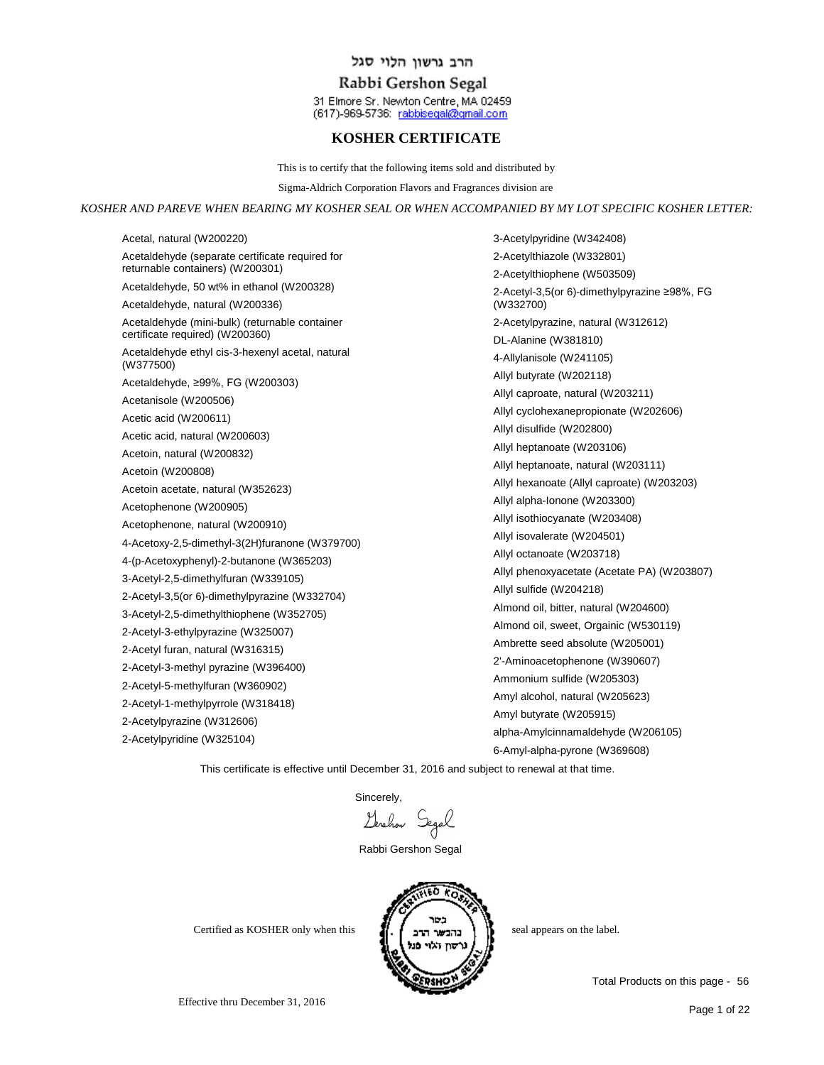הרב גרשון הלוי סגל

Rabbi Gershon Segal

31 Elmore Sr. Newton Centre, MA 02459
(617)-969-5736: rabbisegal@gmail.com

# KOSHER CERTIFICATE

This is to certify that the following items sold and distributed by

Sigma-Aldrich Corporation Flavors and Fragrances division are

*KOSHER AND PAREVE WHEN BEARING MY KOSHER SEAL OR WHEN ACCOMPANIED BY MY LOT SPECIFIC KOSHER LETTER:*

Acetal, natural (W200220)
Acetaldehyde (separate certificate required for returnable containers) (W200301)
Acetaldehyde, 50 wt% in ethanol (W200328)
Acetaldehyde, natural (W200336)
Acetaldehyde (mini-bulk) (returnable container certificate required) (W200360)
Acetaldehyde ethyl cis-3-hexenyl acetal, natural (W377500)
Acetaldehyde, ≥99%, FG (W200303)
Acetanisole (W200506)
Acetic acid (W200611)
Acetic acid, natural (W200603)
Acetoin, natural (W200832)
Acetoin (W200808)
Acetoin acetate, natural (W352623)
Acetophenone (W200905)
Acetophenone, natural (W200910)
4-Acetoxy-2,5-dimethyl-3(2H)furanone (W379700)
4-(p-Acetoxyphenyl)-2-butanone (W365203)
3-Acetyl-2,5-dimethylfuran (W339105)
2-Acetyl-3,5(or 6)-dimethylpyrazine (W332704)
3-Acetyl-2,5-dimethylthiophene (W352705)
2-Acetyl-3-ethylpyrazine (W325007)
2-Acetyl furan, natural (W316315)
2-Acetyl-3-methyl pyrazine (W396400)
2-Acetyl-5-methylfuran (W360902)
2-Acetyl-1-methylpyrrole (W318418)
2-Acetylpyrazine (W312606)
2-Acetylpyridine (W325104)
3-Acetylpyridine (W342408)
2-Acetylthiazole (W332801)
2-Acetylthiophene (W503509)
2-Acetyl-3,5(or 6)-dimethylpyrazine ≥98%, FG (W332700)
2-Acetylpyrazine, natural (W312612)
DL-Alanine (W381810)
4-Allylanisole (W241105)
Allyl butyrate (W202118)
Allyl caproate, natural (W203211)
Allyl cyclohexanepropionate (W202606)
Allyl disulfide (W202800)
Allyl heptanoate (W203106)
Allyl heptanoate, natural (W203111)
Allyl hexanoate (Allyl caproate) (W203203)
Allyl alpha-Ionone (W203300)
Allyl isothiocyanate (W203408)
Allyl isovalerate (W204501)
Allyl octanoate (W203718)
Allyl phenoxyacetate (Acetate PA) (W203807)
Allyl sulfide (W204218)
Almond oil, bitter, natural (W204600)
Almond oil, sweet, Orgainic (W530119)
Ambrette seed absolute (W205001)
2'-Aminoacetophenone (W390607)
Ammonium sulfide (W205303)
Amyl alcohol, natural (W205623)
Amyl butyrate (W205915)
alpha-Amylcinnamaldehyde (W206105)
6-Amyl-alpha-pyrone (W369608)

This certificate is effective until December 31, 2016 and subject to renewal at that time.

Sincerely,

Gershon Segal

Rabbi Gershon Segal

Certified as KOSHER only when this seal appears on the label.

Total Products on this page - 56

Effective thru December 31, 2016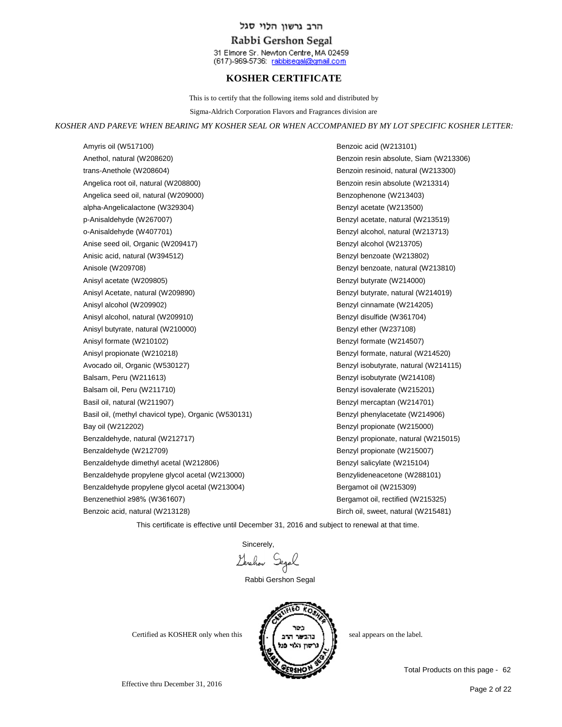הרב גרשון הלוי סגל

Rabbi Gershon Segal

31 Elmore Sr. Newton Centre, MA 02459
(617)-969-5736: rabbisegal@gmail.com

## KOSHER CERTIFICATE

This is to certify that the following items sold and distributed by

Sigma-Aldrich Corporation Flavors and Fragrances division are

*KOSHER AND PAREVE WHEN BEARING MY KOSHER SEAL OR WHEN ACCOMPANIED BY MY LOT SPECIFIC KOSHER LETTER:*

Amyris oil (W517100)
Anethol, natural (W208620)
trans-Anethole (W208604)
Angelica root oil, natural (W208800)
Angelica seed oil, natural (W209000)
alpha-Angelicalactone (W329304)
p-Anisaldehyde (W267007)
o-Anisaldehyde (W407701)
Anise seed oil, Organic (W209417)
Anisic acid, natural (W394512)
Anisole (W209708)
Anisyl acetate (W209805)
Anisyl Acetate, natural (W209890)
Anisyl alcohol (W209902)
Anisyl alcohol, natural (W209910)
Anisyl butyrate, natural (W210000)
Anisyl formate (W210102)
Anisyl propionate (W210218)
Avocado oil, Organic (W530127)
Balsam, Peru (W211613)
Balsam oil, Peru (W211710)
Basil oil, natural (W211907)
Basil oil, (methyl chavicol type), Organic (W530131)
Bay oil (W212202)
Benzaldehyde, natural (W212717)
Benzaldehyde (W212709)
Benzaldehyde dimethyl acetal (W212806)
Benzaldehyde propylene glycol acetal (W213000)
Benzaldehyde propylene glycol acetal (W213004)
Benzenethiol ≥98% (W361607)
Benzoic acid, natural (W213128)
Benzoic acid (W213101)
Benzoin resin absolute, Siam (W213306)
Benzoin resinoid, natural (W213300)
Benzoin resin absolute (W213314)
Benzophenone (W213403)
Benzyl acetate (W213500)
Benzyl acetate, natural (W213519)
Benzyl alcohol, natural (W213713)
Benzyl alcohol (W213705)
Benzyl benzoate (W213802)
Benzyl benzoate, natural (W213810)
Benzyl butyrate (W214000)
Benzyl butyrate, natural (W214019)
Benzyl cinnamate (W214205)
Benzyl disulfide (W361704)
Benzyl ether (W237108)
Benzyl formate (W214507)
Benzyl formate, natural (W214520)
Benzyl isobutyrate, natural (W214115)
Benzyl isobutyrate (W214108)
Benzyl isovalerate (W215201)
Benzyl mercaptan (W214701)
Benzyl phenylacetate (W214906)
Benzyl propionate (W215000)
Benzyl propionate, natural (W215015)
Benzyl propionate (W215007)
Benzyl salicylate (W215104)
Benzylideneacetone (W288101)
Bergamot oil (W215309)
Bergamot oil, rectified (W215325)
Birch oil, sweet, natural (W215481)

This certificate is effective until December 31, 2016 and subject to renewal at that time.

Sincerely,

Gershon Segal

Rabbi Gershon Segal

Certified as KOSHER only when this [seal: CERTIFIED KOSHER RABBI GERSHON SEGAL — כשר בהכשר הרב גרשון הלוי סגל] seal appears on the label.

Total Products on this page - 62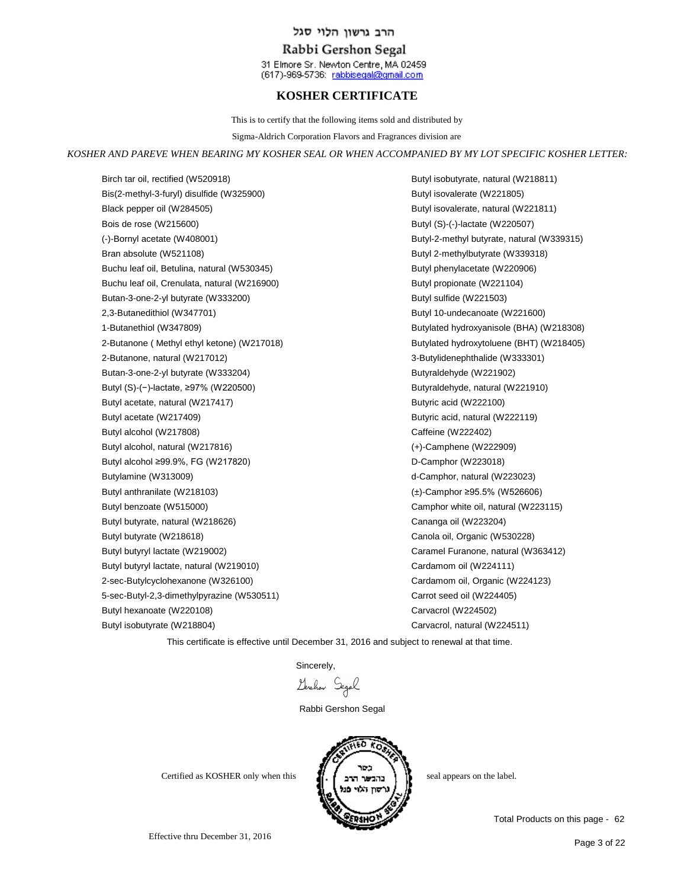הרב גרשון הלוי סגל

Rabbi Gershon Segal

31 Elmore Sr. Newton Centre, MA 02459
(617)-969-5736: rabbisegal@gmail.com

## KOSHER CERTIFICATE

This is to certify that the following items sold and distributed by

Sigma-Aldrich Corporation Flavors and Fragrances division are

*KOSHER AND PAREVE WHEN BEARING MY KOSHER SEAL OR WHEN ACCOMPANIED BY MY LOT SPECIFIC KOSHER LETTER:*

Birch tar oil, rectified (W520918)
Bis(2-methyl-3-furyl) disulfide (W325900)
Black pepper oil (W284505)
Bois de rose (W215600)
(-)-Bornyl acetate (W408001)
Bran absolute (W521108)
Buchu leaf oil, Betulina, natural (W530345)
Buchu leaf oil, Crenulata, natural (W216900)
Butan-3-one-2-yl butyrate (W333200)
2,3-Butanedithiol (W347701)
1-Butanethiol (W347809)
2-Butanone ( Methyl ethyl ketone) (W217018)
2-Butanone, natural (W217012)
Butan-3-one-2-yl butyrate (W333204)
Butyl (S)-(−)-lactate, ≥97% (W220500)
Butyl acetate, natural (W217417)
Butyl acetate (W217409)
Butyl alcohol (W217808)
Butyl alcohol, natural (W217816)
Butyl alcohol ≥99.9%, FG (W217820)
Butylamine (W313009)
Butyl anthranilate (W218103)
Butyl benzoate (W515000)
Butyl butyrate, natural (W218626)
Butyl butyrate (W218618)
Butyl butyryl lactate (W219002)
Butyl butyryl lactate, natural (W219010)
2-sec-Butylcyclohexanone (W326100)
5-sec-Butyl-2,3-dimethylpyrazine (W530511)
Butyl hexanoate (W220108)
Butyl isobutyrate (W218804)
Butyl isobutyrate, natural (W218811)
Butyl isovalerate (W221805)
Butyl isovalerate, natural (W221811)
Butyl (S)-(-)-lactate (W220507)
Butyl-2-methyl butyrate, natural (W339315)
Butyl 2-methylbutyrate (W339318)
Butyl phenylacetate (W220906)
Butyl propionate (W221104)
Butyl sulfide (W221503)
Butyl 10-undecanoate (W221600)
Butylated hydroxyanisole (BHA) (W218308)
Butylated hydroxytoluene (BHT) (W218405)
3-Butylidenephthalide (W333301)
Butyraldehyde (W221902)
Butyraldehyde, natural (W221910)
Butyric acid (W222100)
Butyric acid, natural (W222119)
Caffeine (W222402)
(+)-Camphene (W222909)
D-Camphor (W223018)
d-Camphor, natural (W223023)
(±)-Camphor ≥95.5% (W526606)
Camphor white oil, natural (W223115)
Cananga oil (W223204)
Canola oil, Organic (W530228)
Caramel Furanone, natural (W363412)
Cardamom oil (W224111)
Cardamom oil, Organic (W224123)
Carrot seed oil (W224405)
Carvacrol (W224502)
Carvacrol, natural (W224511)

This certificate is effective until December 31, 2016 and subject to renewal at that time.

Sincerely,

Gershon Segal

Rabbi Gershon Segal

Certified as KOSHER only when this seal appears on the label.

Total Products on this page - 62

Effective thru December 31, 2016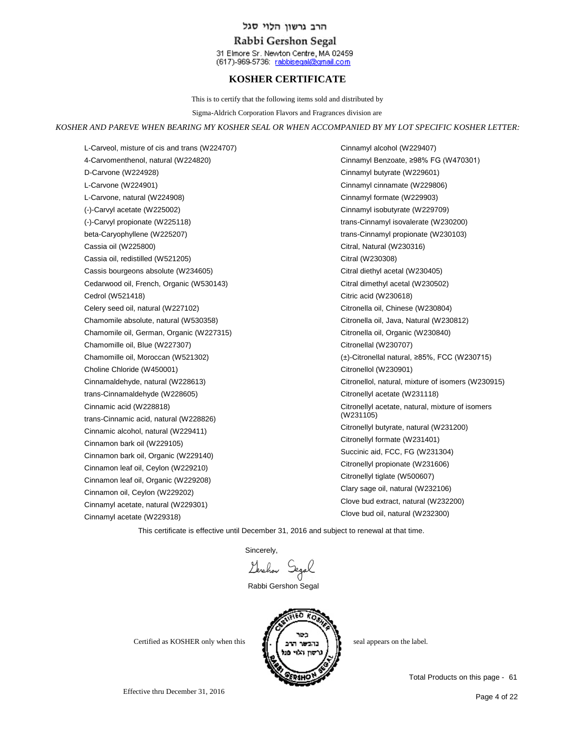הרב גרשון הלוי סגל

Rabbi Gershon Segal

31 Elmore Sr. Newton Centre, MA 02459
(617)-969-5736: rabbisegal@gmail.com

## KOSHER CERTIFICATE

This is to certify that the following items sold and distributed by

Sigma-Aldrich Corporation Flavors and Fragrances division are

*KOSHER AND PAREVE WHEN BEARING MY KOSHER SEAL OR WHEN ACCOMPANIED BY MY LOT SPECIFIC KOSHER LETTER:*

- L-Carveol, misture of cis and trans (W224707)
- 4-Carvomenthenol, natural (W224820)
- D-Carvone (W224928)
- L-Carvone (W224901)
- L-Carvone, natural (W224908)
- (-)-Carvyl acetate (W225002)
- (-)-Carvyl propionate (W225118)
- beta-Caryophyllene (W225207)
- Cassia oil (W225800)
- Cassia oil, redistilled (W521205)
- Cassis bourgeons absolute (W234605)
- Cedarwood oil, French, Organic (W530143)
- Cedrol (W521418)
- Celery seed oil, natural (W227102)
- Chamomile absolute, natural (W530358)
- Chamomile oil, German, Organic (W227315)
- Chamomille oil, Blue (W227307)
- Chamomille oil, Moroccan (W521302)
- Choline Chloride (W450001)
- Cinnamaldehyde, natural (W228613)
- trans-Cinnamaldehyde (W228605)
- Cinnamic acid (W228818)
- trans-Cinnamic acid, natural (W228826)
- Cinnamic alcohol, natural (W229411)
- Cinnamon bark oil (W229105)
- Cinnamon bark oil, Organic (W229140)
- Cinnamon leaf oil, Ceylon (W229210)
- Cinnamon leaf oil, Organic (W229208)
- Cinnamon oil, Ceylon (W229202)
- Cinnamyl acetate, natural (W229301)
- Cinnamyl acetate (W229318)
- Cinnamyl alcohol (W229407)
- Cinnamyl Benzoate, ≥98% FG (W470301)
- Cinnamyl butyrate (W229601)
- Cinnamyl cinnamate (W229806)
- Cinnamyl formate (W229903)
- Cinnamyl isobutyrate (W229709)
- trans-Cinnamyl isovalerate (W230200)
- trans-Cinnamyl propionate (W230103)
- Citral, Natural (W230316)
- Citral (W230308)
- Citral diethyl acetal (W230405)
- Citral dimethyl acetal (W230502)
- Citric acid (W230618)
- Citronella oil, Chinese (W230804)
- Citronella oil, Java, Natural (W230812)
- Citronella oil, Organic (W230840)
- Citronellal (W230707)
- (±)-Citronellal natural, ≥85%, FCC (W230715)
- Citronellol (W230901)
- Citronellol, natural, mixture of isomers (W230915)
- Citronellyl acetate (W231118)
- Citronellyl acetate, natural, mixture of isomers (W231105)
- Citronellyl butyrate, natural (W231200)
- Citronellyl formate (W231401)
- Succinic aid, FCC, FG (W231304)
- Citronellyl propionate (W231606)
- Citronellyl tiglate (W500607)
- Clary sage oil, natural (W232106)
- Clove bud extract, natural (W232200)
- Clove bud oil, natural (W232300)

This certificate is effective until December 31, 2016 and subject to renewal at that time.

Sincerely,

Gershon Segal

Rabbi Gershon Segal

Certified as KOSHER only when this [seal] seal appears on the label.

Total Products on this page - 61

Effective thru December 31, 2016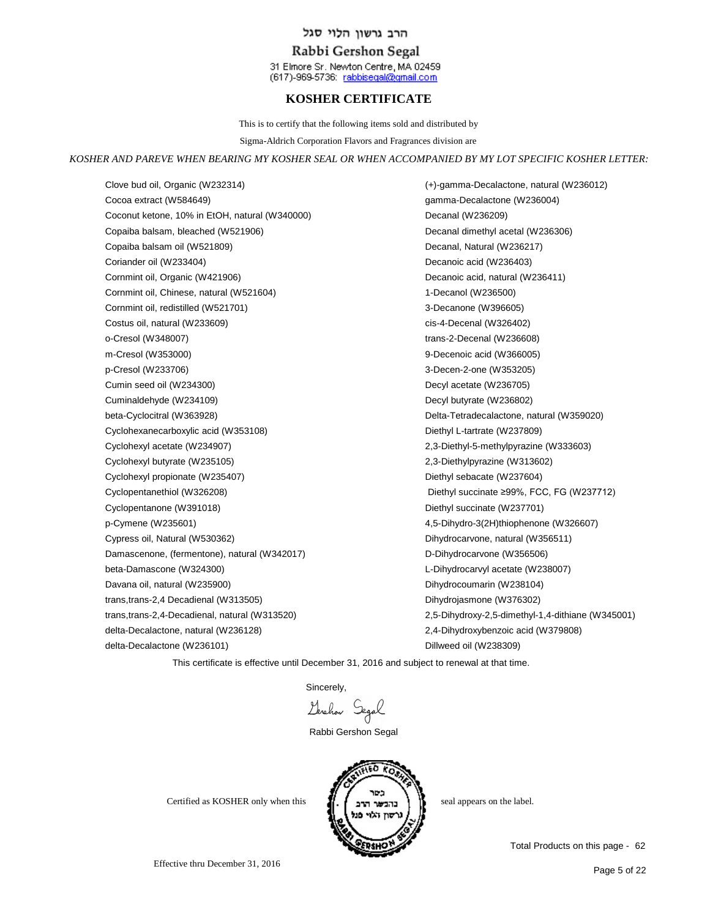הרב גרשון הלוי סגל

Rabbi Gershon Segal

31 Elmore Sr. Newton Centre, MA 02459
(617)-969-5736: rabbisegal@gmail.com

# KOSHER CERTIFICATE

This is to certify that the following items sold and distributed by

Sigma-Aldrich Corporation Flavors and Fragrances division are

*KOSHER AND PAREVE WHEN BEARING MY KOSHER SEAL OR WHEN ACCOMPANIED BY MY LOT SPECIFIC KOSHER LETTER:*

Clove bud oil, Organic (W232314)
Cocoa extract (W584649)
Coconut ketone, 10% in EtOH, natural (W340000)
Copaiba balsam, bleached (W521906)
Copaiba balsam oil (W521809)
Coriander oil (W233404)
Cornmint oil, Organic (W421906)
Cornmint oil, Chinese, natural (W521604)
Cornmint oil, redistilled (W521701)
Costus oil, natural (W233609)
o-Cresol (W348007)
m-Cresol (W353000)
p-Cresol (W233706)
Cumin seed oil (W234300)
Cuminaldehyde (W234109)
beta-Cyclocitral (W363928)
Cyclohexanecarboxylic acid (W353108)
Cyclohexyl acetate (W234907)
Cyclohexyl butyrate (W235105)
Cyclohexyl propionate (W235407)
Cyclopentanethiol (W326208)
Cyclopentanone (W391018)
p-Cymene (W235601)
Cypress oil, Natural (W530362)
Damascenone, (fermentone), natural (W342017)
beta-Damascone (W324300)
Davana oil, natural (W235900)
trans,trans-2,4 Decadienal (W313505)
trans,trans-2,4-Decadienal, natural (W313520)
delta-Decalactone, natural (W236128)
delta-Decalactone (W236101)
(+)-gamma-Decalactone, natural (W236012)
gamma-Decalactone (W236004)
Decanal (W236209)
Decanal dimethyl acetal (W236306)
Decanal, Natural (W236217)
Decanoic acid (W236403)
Decanoic acid, natural (W236411)
1-Decanol (W236500)
3-Decanone (W396605)
cis-4-Decenal (W326402)
trans-2-Decenal (W236608)
9-Decenoic acid (W366005)
3-Decen-2-one (W353205)
Decyl acetate (W236705)
Decyl butyrate (W236802)
Delta-Tetradecalactone, natural (W359020)
Diethyl L-tartrate (W237809)
2,3-Diethyl-5-methylpyrazine (W333603)
2,3-Diethylpyrazine (W313602)
Diethyl sebacate (W237604)
Diethyl succinate ≥99%, FCC, FG (W237712)
Diethyl succinate (W237701)
4,5-Dihydro-3(2H)thiophenone (W326607)
Dihydrocarvone, natural (W356511)
D-Dihydrocarvone (W356506)
L-Dihydrocarvyl acetate (W238007)
Dihydrocoumarin (W238104)
Dihydrojasmone (W376302)
2,5-Dihydroxy-2,5-dimethyl-1,4-dithiane (W345001)
2,4-Dihydroxybenzoic acid (W379808)
Dillweed oil (W238309)

This certificate is effective until December 31, 2016 and subject to renewal at that time.

Sincerely,

Gershon Segal

Rabbi Gershon Segal

Certified as KOSHER only when this seal appears on the label.

Total Products on this page - 62

Effective thru December 31, 2016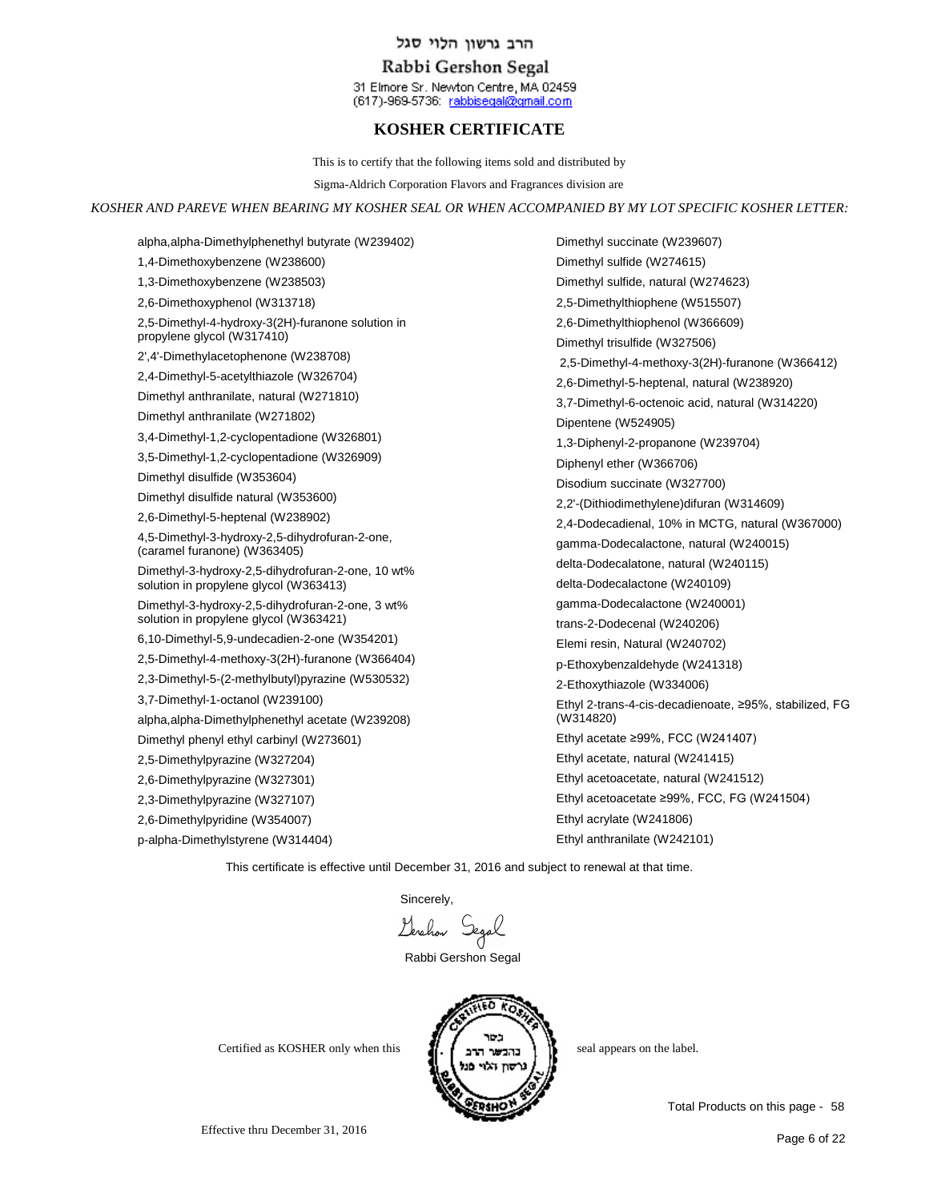הרב גרשון הלוי סגל

Rabbi Gershon Segal

31 Elmore Sr. Newton Centre, MA 02459
(617)-969-5736: rabbisegal@gmail.com

## KOSHER CERTIFICATE

This is to certify that the following items sold and distributed by

Sigma-Aldrich Corporation Flavors and Fragrances division are

*KOSHER AND PAREVE WHEN BEARING MY KOSHER SEAL OR WHEN ACCOMPANIED BY MY LOT SPECIFIC KOSHER LETTER:*

alpha,alpha-Dimethylphenethyl butyrate (W239402)
1,4-Dimethoxybenzene (W238600)
1,3-Dimethoxybenzene (W238503)
2,6-Dimethoxyphenol (W313718)
2,5-Dimethyl-4-hydroxy-3(2H)-furanone solution in propylene glycol (W317410)
2',4'-Dimethylacetophenone (W238708)
2,4-Dimethyl-5-acetylthiazole (W326704)
Dimethyl anthranilate, natural (W271810)
Dimethyl anthranilate (W271802)
3,4-Dimethyl-1,2-cyclopentadione (W326801)
3,5-Dimethyl-1,2-cyclopentadione (W326909)
Dimethyl disulfide (W353604)
Dimethyl disulfide natural (W353600)
2,6-Dimethyl-5-heptenal (W238902)
4,5-Dimethyl-3-hydroxy-2,5-dihydrofuran-2-one, (caramel furanone) (W363405)
Dimethyl-3-hydroxy-2,5-dihydrofuran-2-one, 10 wt% solution in propylene glycol (W363413)
Dimethyl-3-hydroxy-2,5-dihydrofuran-2-one, 3 wt% solution in propylene glycol (W363421)
6,10-Dimethyl-5,9-undecadien-2-one (W354201)
2,5-Dimethyl-4-methoxy-3(2H)-furanone (W366404)
2,3-Dimethyl-5-(2-methylbutyl)pyrazine (W530532)
3,7-Dimethyl-1-octanol (W239100)
alpha,alpha-Dimethylphenethyl acetate (W239208)
Dimethyl phenyl ethyl carbinyl (W273601)
2,5-Dimethylpyrazine (W327204)
2,6-Dimethylpyrazine (W327301)
2,3-Dimethylpyrazine (W327107)
2,6-Dimethylpyridine (W354007)
p-alpha-Dimethylstyrene (W314404)
Dimethyl succinate (W239607)
Dimethyl sulfide (W274615)
Dimethyl sulfide, natural (W274623)
2,5-Dimethylthiophene (W515507)
2,6-Dimethylthiophenol (W366609)
Dimethyl trisulfide (W327506)
2,5-Dimethyl-4-methoxy-3(2H)-furanone (W366412)
2,6-Dimethyl-5-heptenal, natural (W238920)
3,7-Dimethyl-6-octenoic acid, natural (W314220)
Dipentene (W524905)
1,3-Diphenyl-2-propanone (W239704)
Diphenyl ether (W366706)
Disodium succinate (W327700)
2,2'-(Dithiodimethylene)difuran (W314609)
2,4-Dodecadienal, 10% in MCTG, natural (W367000)
gamma-Dodecalactone, natural (W240015)
delta-Dodecalatone, natural (W240115)
delta-Dodecalactone (W240109)
gamma-Dodecalactone (W240001)
trans-2-Dodecenal (W240206)
Elemi resin, Natural (W240702)
p-Ethoxybenzaldehyde (W241318)
2-Ethoxythiazole (W334006)
Ethyl 2-trans-4-cis-decadienoate, ≥95%, stabilized, FG (W314820)
Ethyl acetate ≥99%, FCC (W241407)
Ethyl acetate, natural (W241415)
Ethyl acetoacetate, natural (W241512)
Ethyl acetoacetate ≥99%, FCC, FG (W241504)
Ethyl acrylate (W241806)
Ethyl anthranilate (W242101)

This certificate is effective until December 31, 2016 and subject to renewal at that time.

Sincerely,

Gershon Segal

Rabbi Gershon Segal

Certified as KOSHER only when this seal appears on the label.

Total Products on this page - 58

Effective thru December 31, 2016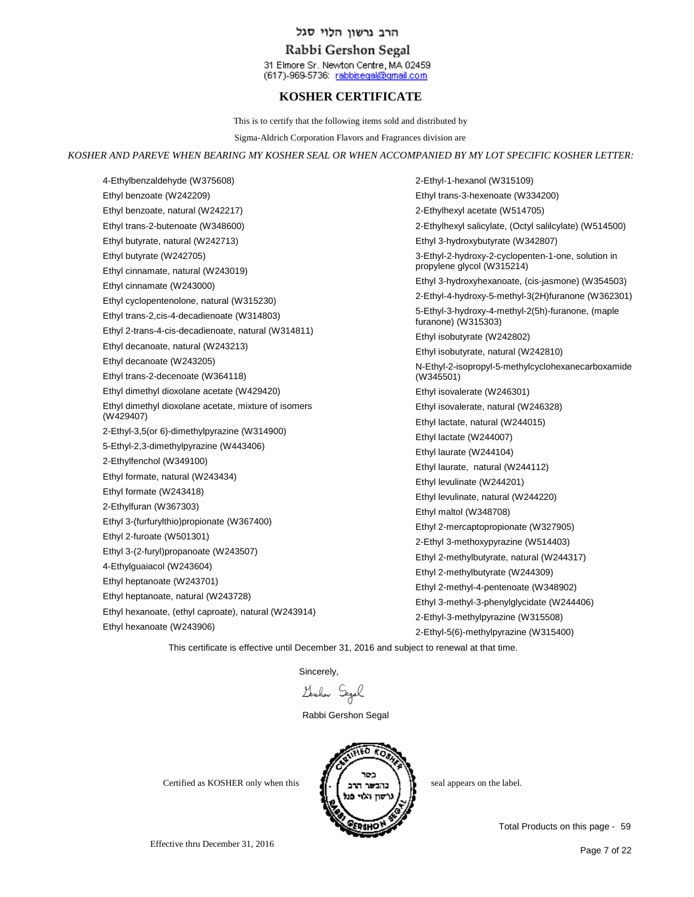הרב גרשון הלוי סגל

Rabbi Gershon Segal

31 Elmore Sr. Newton Centre, MA 02459
(617)-969-5736: rabbisegal@gmail.com

# KOSHER CERTIFICATE

This is to certify that the following items sold and distributed by

Sigma-Aldrich Corporation Flavors and Fragrances division are

*KOSHER AND PAREVE WHEN BEARING MY KOSHER SEAL OR WHEN ACCOMPANIED BY MY LOT SPECIFIC KOSHER LETTER:*

- 4-Ethylbenzaldehyde (W375608)
- Ethyl benzoate (W242209)
- Ethyl benzoate, natural (W242217)
- Ethyl trans-2-butenoate (W348600)
- Ethyl butyrate, natural (W242713)
- Ethyl butyrate (W242705)
- Ethyl cinnamate, natural (W243019)
- Ethyl cinnamate (W243000)
- Ethyl cyclopentenolone, natural (W315230)
- Ethyl trans-2,cis-4-decadienoate (W314803)
- Ethyl 2-trans-4-cis-decadienoate, natural (W314811)
- Ethyl decanoate, natural (W243213)
- Ethyl decanoate (W243205)
- Ethyl trans-2-decenoate (W364118)
- Ethyl dimethyl dioxolane acetate (W429420)
- Ethyl dimethyl dioxolane acetate, mixture of isomers (W429407)
- 2-Ethyl-3,5(or 6)-dimethylpyrazine (W314900)
- 5-Ethyl-2,3-dimethylpyrazine (W443406)
- 2-Ethylfenchol (W349100)
- Ethyl formate, natural (W243434)
- Ethyl formate (W243418)
- 2-Ethylfuran (W367303)
- Ethyl 3-(furfurylthio)propionate (W367400)
- Ethyl 2-furoate (W501301)
- Ethyl 3-(2-furyl)propanoate (W243507)
- 4-Ethylguaiacol (W243604)
- Ethyl heptanoate (W243701)
- Ethyl heptanoate, natural (W243728)
- Ethyl hexanoate, (ethyl caproate), natural (W243914)
- Ethyl hexanoate (W243906)
- 2-Ethyl-1-hexanol (W315109)
- Ethyl trans-3-hexenoate (W334200)
- 2-Ethylhexyl acetate (W514705)
- 2-Ethylhexyl salicylate, (Octyl salilcylate) (W514500)
- Ethyl 3-hydroxybutyrate (W342807)
- 3-Ethyl-2-hydroxy-2-cyclopenten-1-one, solution in propylene glycol (W315214)
- Ethyl 3-hydroxyhexanoate, (cis-jasmone) (W354503)
- 2-Ethyl-4-hydroxy-5-methyl-3(2H)furanone (W362301)
- 5-Ethyl-3-hydroxy-4-methyl-2(5h)-furanone, (maple furanone) (W315303)
- Ethyl isobutyrate (W242802)
- Ethyl isobutyrate, natural (W242810)
- N-Ethyl-2-isopropyl-5-methylcyclohexanecarboxamide (W345501)
- Ethyl isovalerate (W246301)
- Ethyl isovalerate, natural (W246328)
- Ethyl lactate, natural (W244015)
- Ethyl lactate (W244007)
- Ethyl laurate (W244104)
- Ethyl laurate, natural (W244112)
- Ethyl levulinate (W244201)
- Ethyl levulinate, natural (W244220)
- Ethyl maltol (W348708)
- Ethyl 2-mercaptopropionate (W327905)
- 2-Ethyl 3-methoxypyrazine (W514403)
- Ethyl 2-methylbutyrate, natural (W244317)
- Ethyl 2-methylbutyrate (W244309)
- Ethyl 2-methyl-4-pentenoate (W348902)
- Ethyl 3-methyl-3-phenylglycidate (W244406)
- 2-Ethyl-3-methylpyrazine (W315508)
- 2-Ethyl-5(6)-methylpyrazine (W315400)

This certificate is effective until December 31, 2016 and subject to renewal at that time.

Sincerely,

Gershon Segal

Rabbi Gershon Segal

Certified as KOSHER only when this seal appears on the label.

Total Products on this page - 59

Effective thru December 31, 2016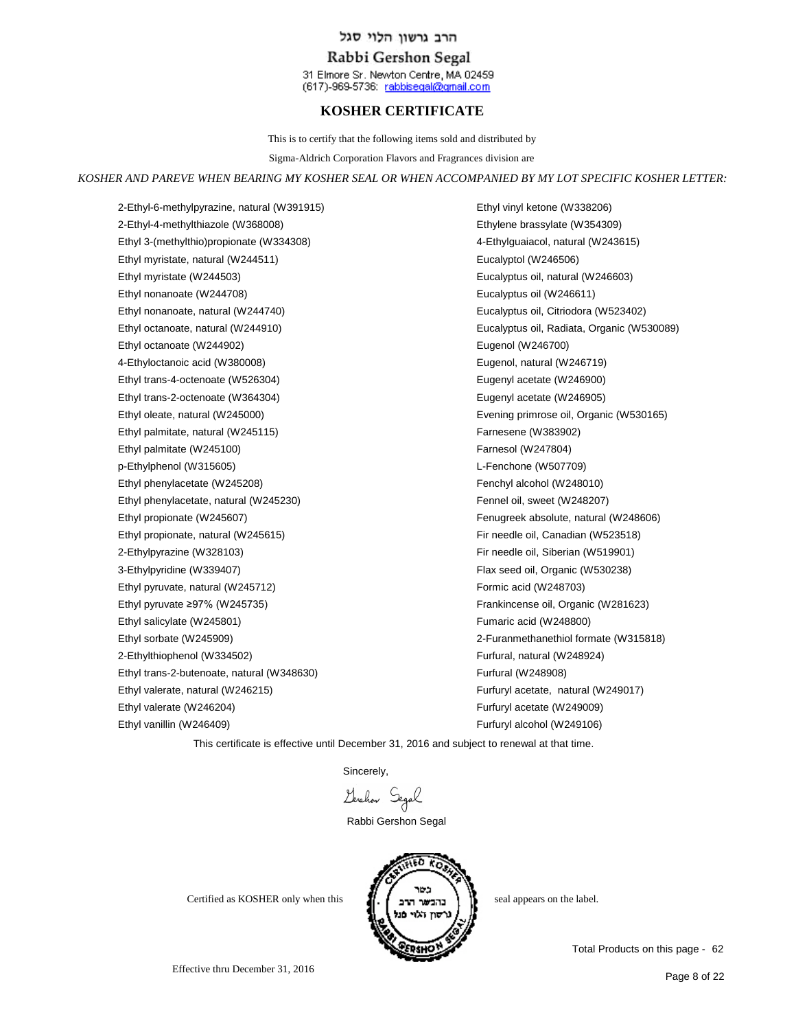הרב גרשון הלוי סגל

Rabbi Gershon Segal

31 Elmore Sr. Newton Centre, MA 02459
(617)-969-5736: rabbisegal@gmail.com

## KOSHER CERTIFICATE

This is to certify that the following items sold and distributed by

Sigma-Aldrich Corporation Flavors and Fragrances division are

*KOSHER AND PAREVE WHEN BEARING MY KOSHER SEAL OR WHEN ACCOMPANIED BY MY LOT SPECIFIC KOSHER LETTER:*

2-Ethyl-6-methylpyrazine, natural (W391915)
2-Ethyl-4-methylthiazole (W368008)
Ethyl 3-(methylthio)propionate (W334308)
Ethyl myristate, natural (W244511)
Ethyl myristate (W244503)
Ethyl nonanoate (W244708)
Ethyl nonanoate, natural (W244740)
Ethyl octanoate, natural (W244910)
Ethyl octanoate (W244902)
4-Ethyloctanoic acid (W380008)
Ethyl trans-4-octenoate (W526304)
Ethyl trans-2-octenoate (W364304)
Ethyl oleate, natural (W245000)
Ethyl palmitate, natural (W245115)
Ethyl palmitate (W245100)
p-Ethylphenol (W315605)
Ethyl phenylacetate (W245208)
Ethyl phenylacetate, natural (W245230)
Ethyl propionate (W245607)
Ethyl propionate, natural (W245615)
2-Ethylpyrazine (W328103)
3-Ethylpyridine (W339407)
Ethyl pyruvate, natural (W245712)
Ethyl pyruvate ≥97% (W245735)
Ethyl salicylate (W245801)
Ethyl sorbate (W245909)
2-Ethylthiophenol (W334502)
Ethyl trans-2-butenoate, natural (W348630)
Ethyl valerate, natural (W246215)
Ethyl valerate (W246204)
Ethyl vanillin (W246409)
Ethyl vinyl ketone (W338206)
Ethylene brassylate (W354309)
4-Ethylguaiacol, natural (W243615)
Eucalyptol (W246506)
Eucalyptus oil, natural (W246603)
Eucalyptus oil (W246611)
Eucalyptus oil, Citriodora (W523402)
Eucalyptus oil, Radiata, Organic (W530089)
Eugenol (W246700)
Eugenol, natural (W246719)
Eugenyl acetate (W246900)
Eugenyl acetate (W246905)
Evening primrose oil, Organic (W530165)
Farnesene (W383902)
Farnesol (W247804)
L-Fenchone (W507709)
Fenchyl alcohol (W248010)
Fennel oil, sweet (W248207)
Fenugreek absolute, natural (W248606)
Fir needle oil, Canadian (W523518)
Fir needle oil, Siberian (W519901)
Flax seed oil, Organic (W530238)
Formic acid (W248703)
Frankincense oil, Organic (W281623)
Fumaric acid (W248800)
2-Furanmethanethiol formate (W315818)
Furfural, natural (W248924)
Furfural (W248908)
Furfuryl acetate, natural (W249017)
Furfuryl acetate (W249009)
Furfuryl alcohol (W249106)

This certificate is effective until December 31, 2016 and subject to renewal at that time.

Sincerely,

Gershon Segal

Rabbi Gershon Segal

Certified as KOSHER only when this [seal] seal appears on the label.

Total Products on this page - 62

Effective thru December 31, 2016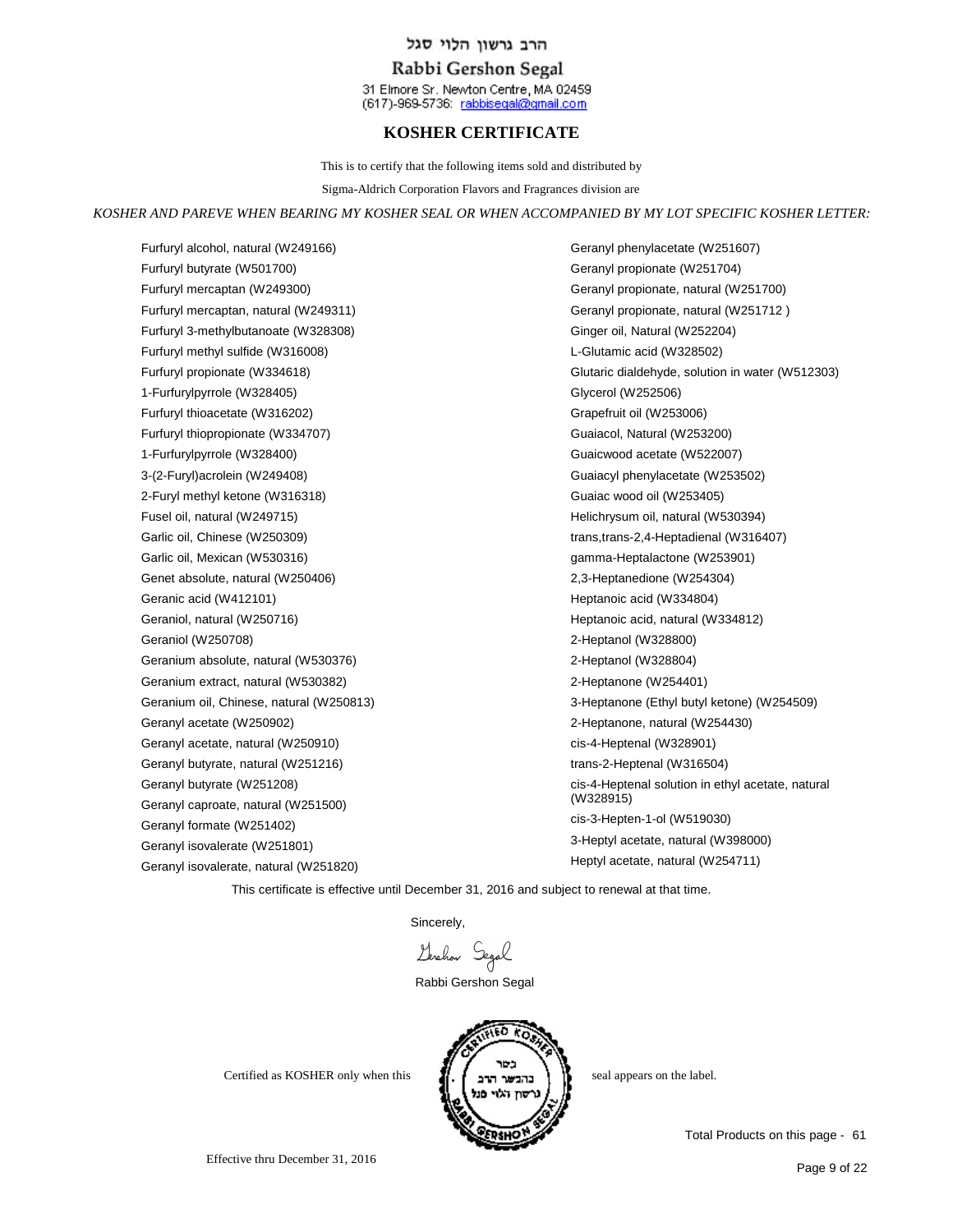הרב גרשון הלוי סגל

Rabbi Gershon Segal

31 Elmore Sr. Newton Centre, MA 02459
(617)-969-5736: rabbisegal@gmail.com

## KOSHER CERTIFICATE

This is to certify that the following items sold and distributed by

Sigma-Aldrich Corporation Flavors and Fragrances division are

*KOSHER AND PAREVE WHEN BEARING MY KOSHER SEAL OR WHEN ACCOMPANIED BY MY LOT SPECIFIC KOSHER LETTER:*

Furfuryl alcohol, natural (W249166)
Furfuryl butyrate (W501700)
Furfuryl mercaptan (W249300)
Furfuryl mercaptan, natural (W249311)
Furfuryl 3-methylbutanoate (W328308)
Furfuryl methyl sulfide (W316008)
Furfuryl propionate (W334618)
1-Furfurylpyrrole (W328405)
Furfuryl thioacetate (W316202)
Furfuryl thiopropionate (W334707)
1-Furfurylpyrrole (W328400)
3-(2-Furyl)acrolein (W249408)
2-Furyl methyl ketone (W316318)
Fusel oil, natural (W249715)
Garlic oil, Chinese (W250309)
Garlic oil, Mexican (W530316)
Genet absolute, natural (W250406)
Geranic acid (W412101)
Geraniol, natural (W250716)
Geraniol (W250708)
Geranium absolute, natural (W530376)
Geranium extract, natural (W530382)
Geranium oil, Chinese, natural (W250813)
Geranyl acetate (W250902)
Geranyl acetate, natural (W250910)
Geranyl butyrate, natural (W251216)
Geranyl butyrate (W251208)
Geranyl caproate, natural (W251500)
Geranyl formate (W251402)
Geranyl isovalerate (W251801)
Geranyl isovalerate, natural (W251820)
Geranyl phenylacetate (W251607)
Geranyl propionate (W251704)
Geranyl propionate, natural (W251700)
Geranyl propionate, natural (W251712 )
Ginger oil, Natural (W252204)
L-Glutamic acid (W328502)
Glutaric dialdehyde, solution in water (W512303)
Glycerol (W252506)
Grapefruit oil (W253006)
Guaiacol, Natural (W253200)
Guaicwood acetate (W522007)
Guaiacyl phenylacetate (W253502)
Guaiac wood oil (W253405)
Helichrysum oil, natural (W530394)
trans,trans-2,4-Heptadienal (W316407)
gamma-Heptalactone (W253901)
2,3-Heptanedione (W254304)
Heptanoic acid (W334804)
Heptanoic acid, natural (W334812)
2-Heptanol (W328800)
2-Heptanol (W328804)
2-Heptanone (W254401)
3-Heptanone (Ethyl butyl ketone) (W254509)
2-Heptanone, natural (W254430)
cis-4-Heptenal (W328901)
trans-2-Heptenal (W316504)
cis-4-Heptenal solution in ethyl acetate, natural (W328915)
cis-3-Hepten-1-ol (W519030)
3-Heptyl acetate, natural (W398000)
Heptyl acetate, natural (W254711)

This certificate is effective until December 31, 2016 and subject to renewal at that time.

Sincerely,

Gershon Segal

Rabbi Gershon Segal

Certified as KOSHER only when this seal appears on the label.

Total Products on this page - 61

Effective thru December 31, 2016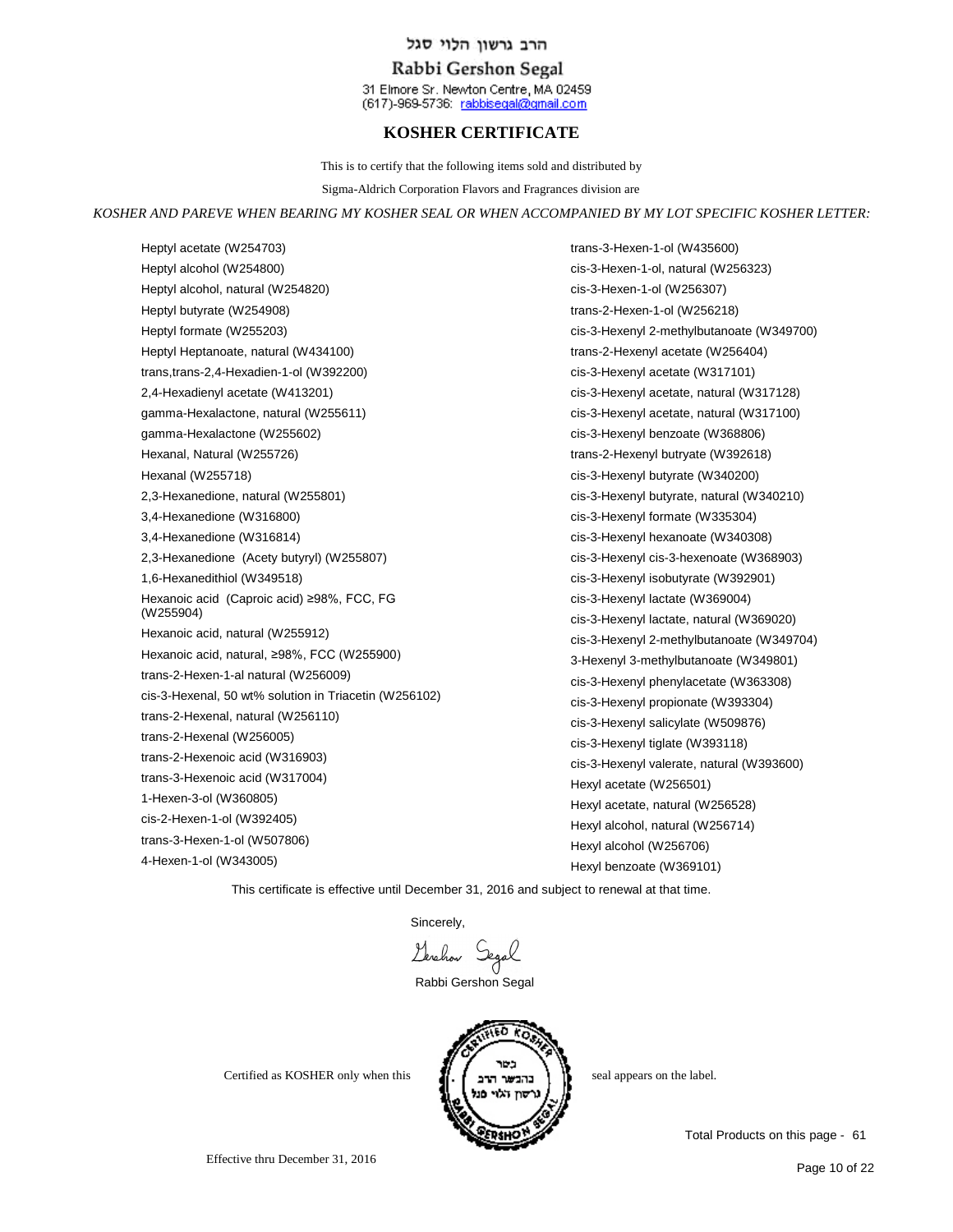הרב גרשון הלוי סגל

Rabbi Gershon Segal

31 Elmore Sr. Newton Centre, MA 02459
(617)-969-5736: rabbisegal@gmail.com

## KOSHER CERTIFICATE

This is to certify that the following items sold and distributed by

Sigma-Aldrich Corporation Flavors and Fragrances division are

*KOSHER AND PAREVE WHEN BEARING MY KOSHER SEAL OR WHEN ACCOMPANIED BY MY LOT SPECIFIC KOSHER LETTER:*

Heptyl acetate (W254703)
Heptyl alcohol (W254800)
Heptyl alcohol, natural (W254820)
Heptyl butyrate (W254908)
Heptyl formate (W255203)
Heptyl Heptanoate, natural (W434100)
trans,trans-2,4-Hexadien-1-ol (W392200)
2,4-Hexadienyl acetate (W413201)
gamma-Hexalactone, natural (W255611)
gamma-Hexalactone (W255602)
Hexanal, Natural (W255726)
Hexanal (W255718)
2,3-Hexanedione, natural (W255801)
3,4-Hexanedione (W316800)
3,4-Hexanedione (W316814)
2,3-Hexanedione (Acety butyryl) (W255807)
1,6-Hexanedithiol (W349518)
Hexanoic acid (Caproic acid) ≥98%, FCC, FG (W255904)
Hexanoic acid, natural (W255912)
Hexanoic acid, natural, ≥98%, FCC (W255900)
trans-2-Hexen-1-al natural (W256009)
cis-3-Hexenal, 50 wt% solution in Triacetin (W256102)
trans-2-Hexenal, natural (W256110)
trans-2-Hexenal (W256005)
trans-2-Hexenoic acid (W316903)
trans-3-Hexenoic acid (W317004)
1-Hexen-3-ol (W360805)
cis-2-Hexen-1-ol (W392405)
trans-3-Hexen-1-ol (W507806)
4-Hexen-1-ol (W343005)
trans-3-Hexen-1-ol (W435600)
cis-3-Hexen-1-ol, natural (W256323)
cis-3-Hexen-1-ol (W256307)
trans-2-Hexen-1-ol (W256218)
cis-3-Hexenyl 2-methylbutanoate (W349700)
trans-2-Hexenyl acetate (W256404)
cis-3-Hexenyl acetate (W317101)
cis-3-Hexenyl acetate, natural (W317128)
cis-3-Hexenyl acetate, natural (W317100)
cis-3-Hexenyl benzoate (W368806)
trans-2-Hexenyl butryate (W392618)
cis-3-Hexenyl butyrate (W340200)
cis-3-Hexenyl butyrate, natural (W340210)
cis-3-Hexenyl formate (W335304)
cis-3-Hexenyl hexanoate (W340308)
cis-3-Hexenyl cis-3-hexenoate (W368903)
cis-3-Hexenyl isobutyrate (W392901)
cis-3-Hexenyl lactate (W369004)
cis-3-Hexenyl lactate, natural (W369020)
cis-3-Hexenyl 2-methylbutanoate (W349704)
3-Hexenyl 3-methylbutanoate (W349801)
cis-3-Hexenyl phenylacetate (W363308)
cis-3-Hexenyl propionate (W393304)
cis-3-Hexenyl salicylate (W509876)
cis-3-Hexenyl tiglate (W393118)
cis-3-Hexenyl valerate, natural (W393600)
Hexyl acetate (W256501)
Hexyl acetate, natural (W256528)
Hexyl alcohol, natural (W256714)
Hexyl alcohol (W256706)
Hexyl benzoate (W369101)

This certificate is effective until December 31, 2016 and subject to renewal at that time.

Sincerely,

Gershon Segal

Rabbi Gershon Segal

Certified as KOSHER only when this seal appears on the label.

Total Products on this page - 61

Effective thru December 31, 2016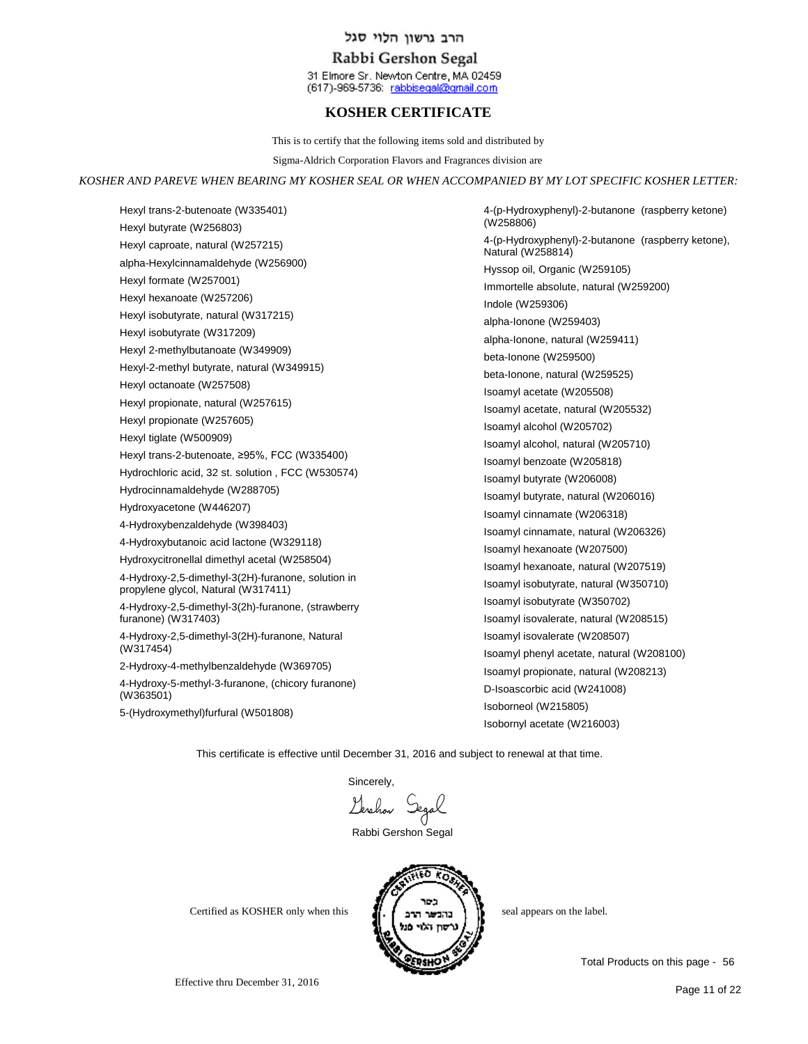הרב גרשון הלוי סגל

Rabbi Gershon Segal

31 Elmore Sr. Newton Centre, MA 02459
(617)-969-5736: rabbisegal@gmail.com

## KOSHER CERTIFICATE

This is to certify that the following items sold and distributed by

Sigma-Aldrich Corporation Flavors and Fragrances division are

*KOSHER AND PAREVE WHEN BEARING MY KOSHER SEAL OR WHEN ACCOMPANIED BY MY LOT SPECIFIC KOSHER LETTER:*

Hexyl trans-2-butenoate (W335401)
Hexyl butyrate (W256803)
Hexyl caproate, natural (W257215)
alpha-Hexylcinnamaldehyde (W256900)
Hexyl formate (W257001)
Hexyl hexanoate (W257206)
Hexyl isobutyrate, natural (W317215)
Hexyl isobutyrate (W317209)
Hexyl 2-methylbutanoate (W349909)
Hexyl-2-methyl butyrate, natural (W349915)
Hexyl octanoate (W257508)
Hexyl propionate, natural (W257615)
Hexyl propionate (W257605)
Hexyl tiglate (W500909)
Hexyl trans-2-butenoate, ≥95%, FCC (W335400)
Hydrochloric acid, 32 st. solution , FCC (W530574)
Hydrocinnamaldehyde (W288705)
Hydroxyacetone (W446207)
4-Hydroxybenzaldehyde (W398403)
4-Hydroxybutanoic acid lactone (W329118)
Hydroxycitronellal dimethyl acetal (W258504)
4-Hydroxy-2,5-dimethyl-3(2H)-furanone, solution in propylene glycol, Natural (W317411)
4-Hydroxy-2,5-dimethyl-3(2h)-furanone, (strawberry furanone) (W317403)
4-Hydroxy-2,5-dimethyl-3(2H)-furanone, Natural (W317454)
2-Hydroxy-4-methylbenzaldehyde (W369705)
4-Hydroxy-5-methyl-3-furanone, (chicory furanone) (W363501)
5-(Hydroxymethyl)furfural (W501808)
4-(p-Hydroxyphenyl)-2-butanone (raspberry ketone) (W258806)
4-(p-Hydroxyphenyl)-2-butanone (raspberry ketone), Natural (W258814)
Hyssop oil, Organic (W259105)
Immortelle absolute, natural (W259200)
Indole (W259306)
alpha-Ionone (W259403)
alpha-Ionone, natural (W259411)
beta-Ionone (W259500)
beta-Ionone, natural (W259525)
Isoamyl acetate (W205508)
Isoamyl acetate, natural (W205532)
Isoamyl alcohol (W205702)
Isoamyl alcohol, natural (W205710)
Isoamyl benzoate (W205818)
Isoamyl butyrate (W206008)
Isoamyl butyrate, natural (W206016)
Isoamyl cinnamate (W206318)
Isoamyl cinnamate, natural (W206326)
Isoamyl hexanoate (W207500)
Isoamyl hexanoate, natural (W207519)
Isoamyl isobutyrate, natural (W350710)
Isoamyl isobutyrate (W350702)
Isoamyl isovalerate, natural (W208515)
Isoamyl isovalerate (W208507)
Isoamyl phenyl acetate, natural (W208100)
Isoamyl propionate, natural (W208213)
D-Isoascorbic acid (W241008)
Isoborneol (W215805)
Isobornyl acetate (W216003)

This certificate is effective until December 31, 2016 and subject to renewal at that time.

Sincerely,

Gershon Segal

Rabbi Gershon Segal

Certified as KOSHER only when this seal appears on the label.

Total Products on this page - 56

Effective thru December 31, 2016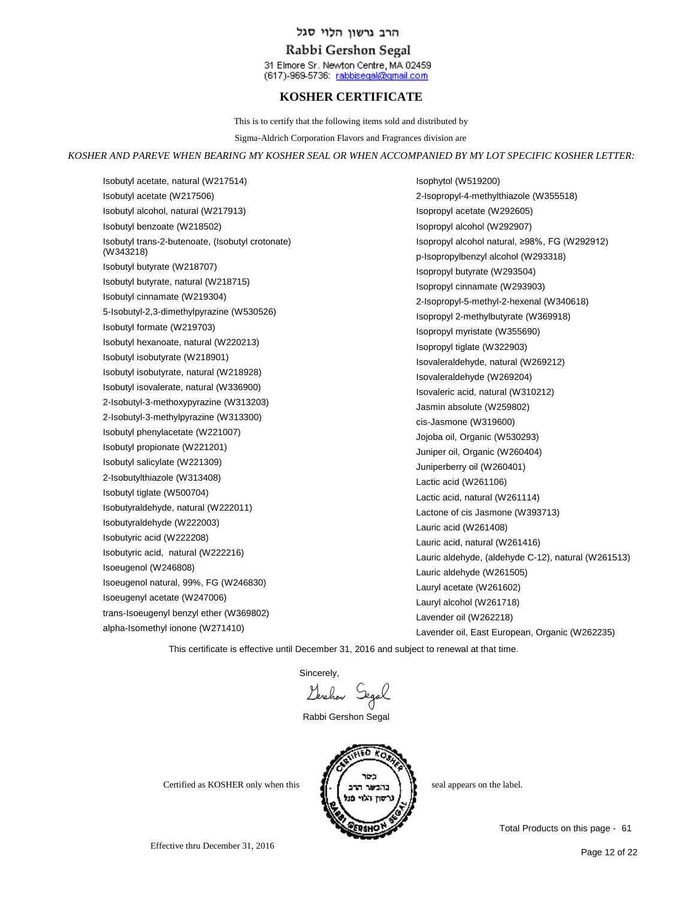הרב גרשון הלוי סגל

Rabbi Gershon Segal

31 Elmore Sr. Newton Centre, MA 02459
(617)-969-5736: rabbisegal@gmail.com

# KOSHER CERTIFICATE

This is to certify that the following items sold and distributed by

Sigma-Aldrich Corporation Flavors and Fragrances division are

*KOSHER AND PAREVE WHEN BEARING MY KOSHER SEAL OR WHEN ACCOMPANIED BY MY LOT SPECIFIC KOSHER LETTER:*

Isobutyl acetate, natural (W217514)
Isobutyl acetate (W217506)
Isobutyl alcohol, natural (W217913)
Isobutyl benzoate (W218502)
Isobutyl trans-2-butenoate, (Isobutyl crotonate) (W343218)
Isobutyl butyrate (W218707)
Isobutyl butyrate, natural (W218715)
Isobutyl cinnamate (W219304)
5-Isobutyl-2,3-dimethylpyrazine (W530526)
Isobutyl formate (W219703)
Isobutyl hexanoate, natural (W220213)
Isobutyl isobutyrate (W218901)
Isobutyl isobutyrate, natural (W218928)
Isobutyl isovalerate, natural (W336900)
2-Isobutyl-3-methoxypyrazine (W313203)
2-Isobutyl-3-methylpyrazine (W313300)
Isobutyl phenylacetate (W221007)
Isobutyl propionate (W221201)
Isobutyl salicylate (W221309)
2-Isobutylthiazole (W313408)
Isobutyl tiglate (W500704)
Isobutyraldehyde, natural (W222011)
Isobutyraldehyde (W222003)
Isobutyric acid (W222208)
Isobutyric acid, natural (W222216)
Isoeugenol (W246808)
Isoeugenol natural, 99%, FG (W246830)
Isoeugenyl acetate (W247006)
trans-Isoeugenyl benzyl ether (W369802)
alpha-Isomethyl ionone (W271410)
Isophytol (W519200)
2-Isopropyl-4-methylthiazole (W355518)
Isopropyl acetate (W292605)
Isopropyl alcohol (W292907)
Isopropyl alcohol natural, ≥98%, FG (W292912)
p-Isopropylbenzyl alcohol (W293318)
Isopropyl butyrate (W293504)
Isopropyl cinnamate (W293903)
2-Isopropyl-5-methyl-2-hexenal (W340618)
Isopropyl 2-methylbutyrate (W369918)
Isopropyl myristate (W355690)
Isopropyl tiglate (W322903)
Isovaleraldehyde, natural (W269212)
Isovaleraldehyde (W269204)
Isovaleric acid, natural (W310212)
Jasmin absolute (W259802)
cis-Jasmone (W319600)
Jojoba oil, Organic (W530293)
Juniper oil, Organic (W260404)
Juniperberry oil (W260401)
Lactic acid (W261106)
Lactic acid, natural (W261114)
Lactone of cis Jasmone (W393713)
Lauric acid (W261408)
Lauric acid, natural (W261416)
Lauric aldehyde, (aldehyde C-12), natural (W261513)
Lauric aldehyde (W261505)
Lauryl acetate (W261602)
Lauryl alcohol (W261718)
Lavender oil (W262218)
Lavender oil, East European, Organic (W262235)

This certificate is effective until December 31, 2016 and subject to renewal at that time.

Sincerely,

Gershon Segal

Rabbi Gershon Segal

Certified as KOSHER only when this seal appears on the label.

Total Products on this page - 61

Effective thru December 31, 2016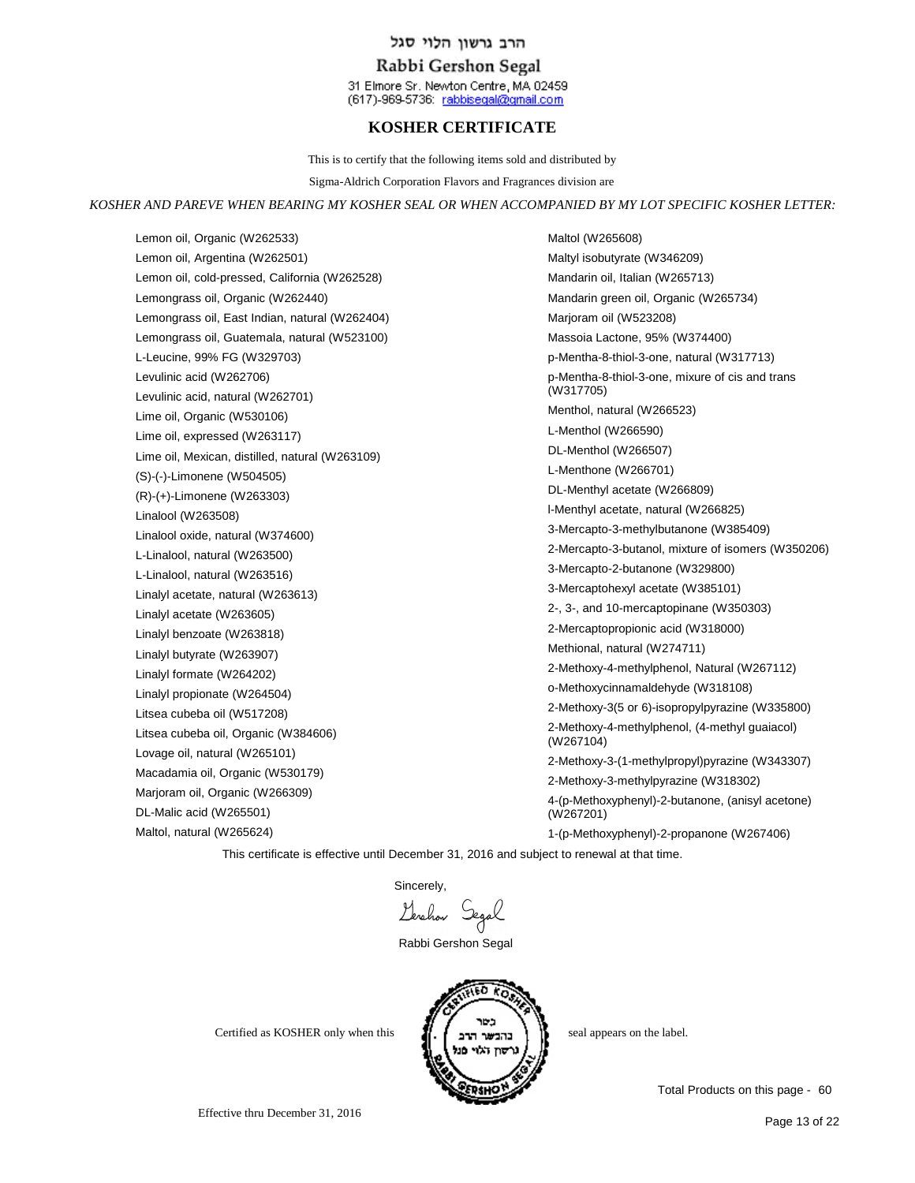הרב גרשון הלוי סגל

Rabbi Gershon Segal

31 Elmore Sr. Newton Centre, MA 02459
(617)-969-5736: rabbisegal@gmail.com

## KOSHER CERTIFICATE

This is to certify that the following items sold and distributed by

Sigma-Aldrich Corporation Flavors and Fragrances division are

*KOSHER AND PAREVE WHEN BEARING MY KOSHER SEAL OR WHEN ACCOMPANIED BY MY LOT SPECIFIC KOSHER LETTER:*

Lemon oil, Organic (W262533)
Lemon oil, Argentina (W262501)
Lemon oil, cold-pressed, California (W262528)
Lemongrass oil, Organic (W262440)
Lemongrass oil, East Indian, natural (W262404)
Lemongrass oil, Guatemala, natural (W523100)
L-Leucine, 99% FG (W329703)
Levulinic acid (W262706)
Levulinic acid, natural (W262701)
Lime oil, Organic (W530106)
Lime oil, expressed (W263117)
Lime oil, Mexican, distilled, natural (W263109)
(S)-(-)-Limonene (W504505)
(R)-(+)-Limonene (W263303)
Linalool (W263508)
Linalool oxide, natural (W374600)
L-Linalool, natural (W263500)
L-Linalool, natural (W263516)
Linalyl acetate, natural (W263613)
Linalyl acetate (W263605)
Linalyl benzoate (W263818)
Linalyl butyrate (W263907)
Linalyl formate (W264202)
Linalyl propionate (W264504)
Litsea cubeba oil (W517208)
Litsea cubeba oil, Organic (W384606)
Lovage oil, natural (W265101)
Macadamia oil, Organic (W530179)
Marjoram oil, Organic (W266309)
DL-Malic acid (W265501)
Maltol, natural (W265624)
Maltol (W265608)
Maltyl isobutyrate (W346209)
Mandarin oil, Italian (W265713)
Mandarin green oil, Organic (W265734)
Marjoram oil (W523208)
Massoia Lactone, 95% (W374400)
p-Mentha-8-thiol-3-one, natural (W317713)
p-Mentha-8-thiol-3-one, mixture of cis and trans (W317705)
Menthol, natural (W266523)
L-Menthol (W266590)
DL-Menthol (W266507)
L-Menthone (W266701)
DL-Menthyl acetate (W266809)
l-Menthyl acetate, natural (W266825)
3-Mercapto-3-methylbutanone (W385409)
2-Mercapto-3-butanol, mixture of isomers (W350206)
3-Mercapto-2-butanone (W329800)
3-Mercaptohexyl acetate (W385101)
2-, 3-, and 10-mercaptopinane (W350303)
2-Mercaptopropionic acid (W318000)
Methional, natural (W274711)
2-Methoxy-4-methylphenol, Natural (W267112)
o-Methoxycinnamaldehyde (W318108)
2-Methoxy-3(5 or 6)-isopropylpyrazine (W335800)
2-Methoxy-4-methylphenol, (4-methyl guaiacol) (W267104)
2-Methoxy-3-(1-methylpropyl)pyrazine (W343307)
2-Methoxy-3-methylpyrazine (W318302)
4-(p-Methoxyphenyl)-2-butanone, (anisyl acetone) (W267201)
1-(p-Methoxyphenyl)-2-propanone (W267406)

This certificate is effective until December 31, 2016 and subject to renewal at that time.

Sincerely,

Gershon Segal

Rabbi Gershon Segal

Certified as KOSHER only when this seal appears on the label.

Total Products on this page - 60

Effective thru December 31, 2016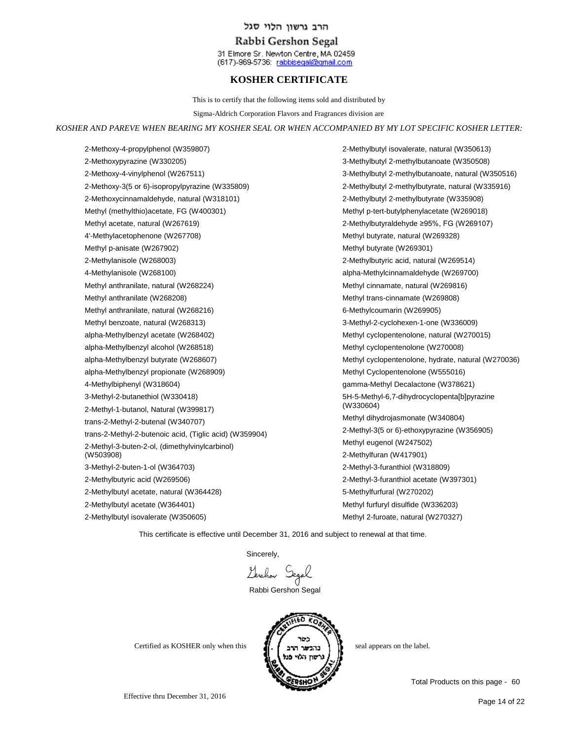הרב גרשון הלוי סגל

Rabbi Gershon Segal

31 Elmore Sr. Newton Centre, MA 02459
(617)-969-5736: rabbisegal@gmail.com

## KOSHER CERTIFICATE

This is to certify that the following items sold and distributed by

Sigma-Aldrich Corporation Flavors and Fragrances division are

*KOSHER AND PAREVE WHEN BEARING MY KOSHER SEAL OR WHEN ACCOMPANIED BY MY LOT SPECIFIC KOSHER LETTER:*

2-Methoxy-4-propylphenol (W359807)
2-Methoxypyrazine (W330205)
2-Methoxy-4-vinylphenol (W267511)
2-Methoxy-3(5 or 6)-isopropylpyrazine (W335809)
2-Methoxycinnamaldehyde, natural (W318101)
Methyl (methylthio)acetate, FG (W400301)
Methyl acetate, natural (W267619)
4'-Methylacetophenone (W267708)
Methyl p-anisate (W267902)
2-Methylanisole (W268003)
4-Methylanisole (W268100)
Methyl anthranilate, natural (W268224)
Methyl anthranilate (W268208)
Methyl anthranilate, natural (W268216)
Methyl benzoate, natural (W268313)
alpha-Methylbenzyl acetate (W268402)
alpha-Methylbenzyl alcohol (W268518)
alpha-Methylbenzyl butyrate (W268607)
alpha-Methylbenzyl propionate (W268909)
4-Methylbiphenyl (W318604)
3-Methyl-2-butanethiol (W330418)
2-Methyl-1-butanol, Natural (W399817)
trans-2-Methyl-2-butenal (W340707)
trans-2-Methyl-2-butenoic acid, (Tiglic acid) (W359904)
2-Methyl-3-buten-2-ol, (dimethylvinylcarbinol) (W503908)
3-Methyl-2-buten-1-ol (W364703)
2-Methylbutyric acid (W269506)
2-Methylbutyl acetate, natural (W364428)
2-Methylbutyl acetate (W364401)
2-Methylbutyl isovalerate (W350605)
2-Methylbutyl isovalerate, natural (W350613)
3-Methylbutyl 2-methylbutanoate (W350508)
3-Methylbutyl 2-methylbutanoate, natural (W350516)
2-Methylbutyl 2-methylbutyrate, natural (W335916)
2-Methylbutyl 2-methylbutyrate (W335908)
Methyl p-tert-butylphenylacetate (W269018)
2-Methylbutyraldehyde ≥95%, FG (W269107)
Methyl butyrate, natural (W269328)
Methyl butyrate (W269301)
2-Methylbutyric acid, natural (W269514)
alpha-Methylcinnamaldehyde (W269700)
Methyl cinnamate, natural (W269816)
Methyl trans-cinnamate (W269808)
6-Methylcoumarin (W269905)
3-Methyl-2-cyclohexen-1-one (W336009)
Methyl cyclopentenolone, natural (W270015)
Methyl cyclopentenolone (W270008)
Methyl cyclopentenolone, hydrate, natural (W270036)
Methyl Cyclopentenolone (W555016)
gamma-Methyl Decalactone (W378621)
5H-5-Methyl-6,7-dihydrocyclopenta[b]pyrazine (W330604)
Methyl dihydrojasmonate (W340804)
2-Methyl-3(5 or 6)-ethoxypyrazine (W356905)
Methyl eugenol (W247502)
2-Methylfuran (W417901)
2-Methyl-3-furanthiol (W318809)
2-Methyl-3-furanthiol acetate (W397301)
5-Methylfurfural (W270202)
Methyl furfuryl disulfide (W336203)
Methyl 2-furoate, natural (W270327)

This certificate is effective until December 31, 2016 and subject to renewal at that time.

Sincerely,

Gershon Segal

Rabbi Gershon Segal

Certified as KOSHER only when this seal appears on the label.

Total Products on this page - 60

Effective thru December 31, 2016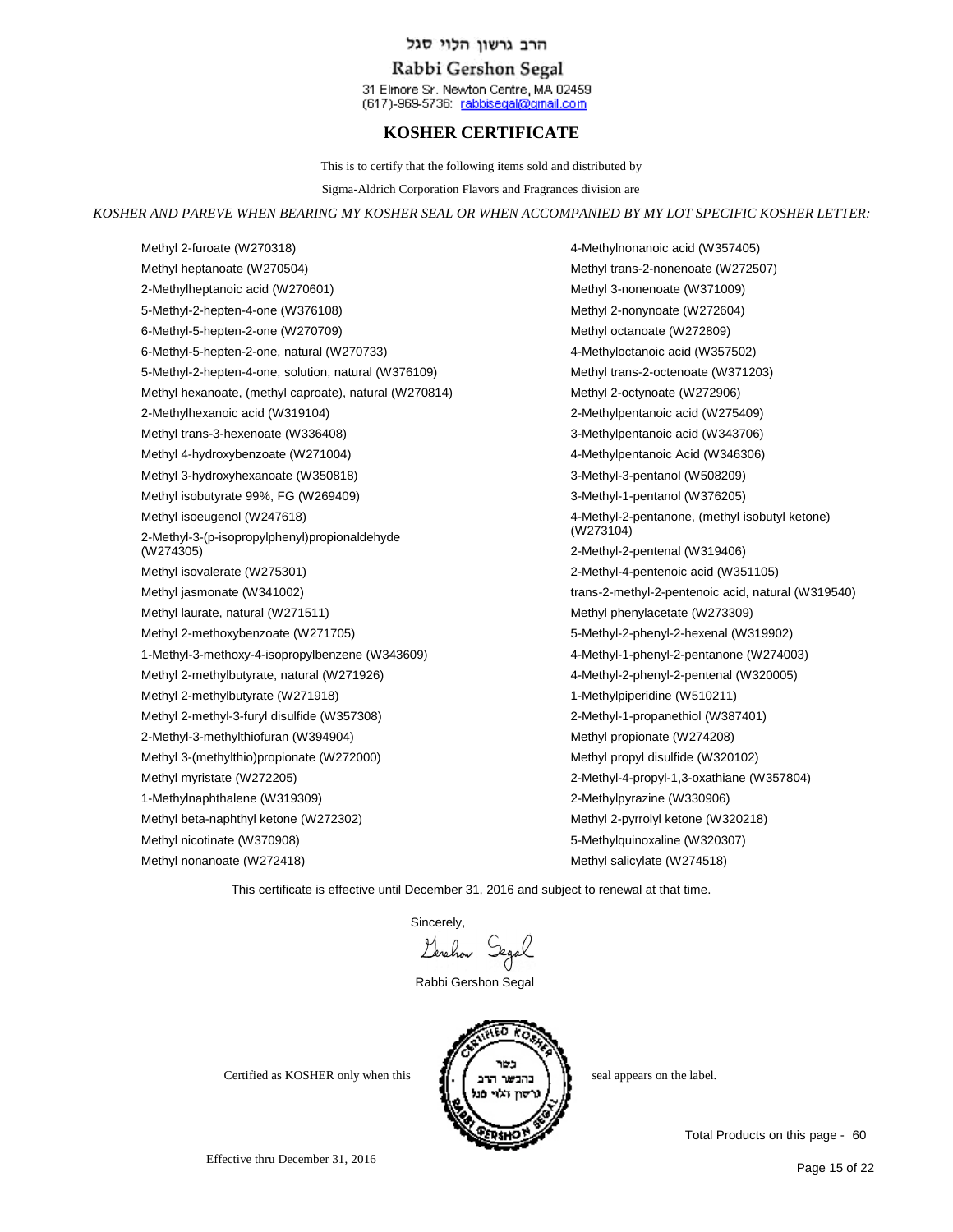הרב גרשון הלוי סגל

Rabbi Gershon Segal

31 Elmore Sr. Newton Centre, MA 02459
(617)-969-5736: rabbisegal@gmail.com

## KOSHER CERTIFICATE

This is to certify that the following items sold and distributed by

Sigma-Aldrich Corporation Flavors and Fragrances division are

*KOSHER AND PAREVE WHEN BEARING MY KOSHER SEAL OR WHEN ACCOMPANIED BY MY LOT SPECIFIC KOSHER LETTER:*

Methyl 2-furoate (W270318)
Methyl heptanoate (W270504)
2-Methylheptanoic acid (W270601)
5-Methyl-2-hepten-4-one (W376108)
6-Methyl-5-hepten-2-one (W270709)
6-Methyl-5-hepten-2-one, natural (W270733)
5-Methyl-2-hepten-4-one, solution, natural (W376109)
Methyl hexanoate, (methyl caproate), natural (W270814)
2-Methylhexanoic acid (W319104)
Methyl trans-3-hexenoate (W336408)
Methyl 4-hydroxybenzoate (W271004)
Methyl 3-hydroxyhexanoate (W350818)
Methyl isobutyrate 99%, FG (W269409)
Methyl isoeugenol (W247618)
2-Methyl-3-(p-isopropylphenyl)propionaldehyde (W274305)
Methyl isovalerate (W275301)
Methyl jasmonate (W341002)
Methyl laurate, natural (W271511)
Methyl 2-methoxybenzoate (W271705)
1-Methyl-3-methoxy-4-isopropylbenzene (W343609)
Methyl 2-methylbutyrate, natural (W271926)
Methyl 2-methylbutyrate (W271918)
Methyl 2-methyl-3-furyl disulfide (W357308)
2-Methyl-3-methylthiofuran (W394904)
Methyl 3-(methylthio)propionate (W272000)
Methyl myristate (W272205)
1-Methylnaphthalene (W319309)
Methyl beta-naphthyl ketone (W272302)
Methyl nicotinate (W370908)
Methyl nonanoate (W272418)
4-Methylnonanoic acid (W357405)
Methyl trans-2-nonenoate (W272507)
Methyl 3-nonenoate (W371009)
Methyl 2-nonynoate (W272604)
Methyl octanoate (W272809)
4-Methyloctanoic acid (W357502)
Methyl trans-2-octenoate (W371203)
Methyl 2-octynoate (W272906)
2-Methylpentanoic acid (W275409)
3-Methylpentanoic acid (W343706)
4-Methylpentanoic Acid (W346306)
3-Methyl-3-pentanol (W508209)
3-Methyl-1-pentanol (W376205)
4-Methyl-2-pentanone, (methyl isobutyl ketone) (W273104)
2-Methyl-2-pentenal (W319406)
2-Methyl-4-pentenoic acid (W351105)
trans-2-methyl-2-pentenoic acid, natural (W319540)
Methyl phenylacetate (W273309)
5-Methyl-2-phenyl-2-hexenal (W319902)
4-Methyl-1-phenyl-2-pentanone (W274003)
4-Methyl-2-phenyl-2-pentenal (W320005)
1-Methylpiperidine (W510211)
2-Methyl-1-propanethiol (W387401)
Methyl propionate (W274208)
Methyl propyl disulfide (W320102)
2-Methyl-4-propyl-1,3-oxathiane (W357804)
2-Methylpyrazine (W330906)
Methyl 2-pyrrolyl ketone (W320218)
5-Methylquinoxaline (W320307)
Methyl salicylate (W274518)

This certificate is effective until December 31, 2016 and subject to renewal at that time.

Sincerely,

Gershon Segal

Rabbi Gershon Segal

Certified as KOSHER only when this seal appears on the label.

Total Products on this page - 60

Effective thru December 31, 2016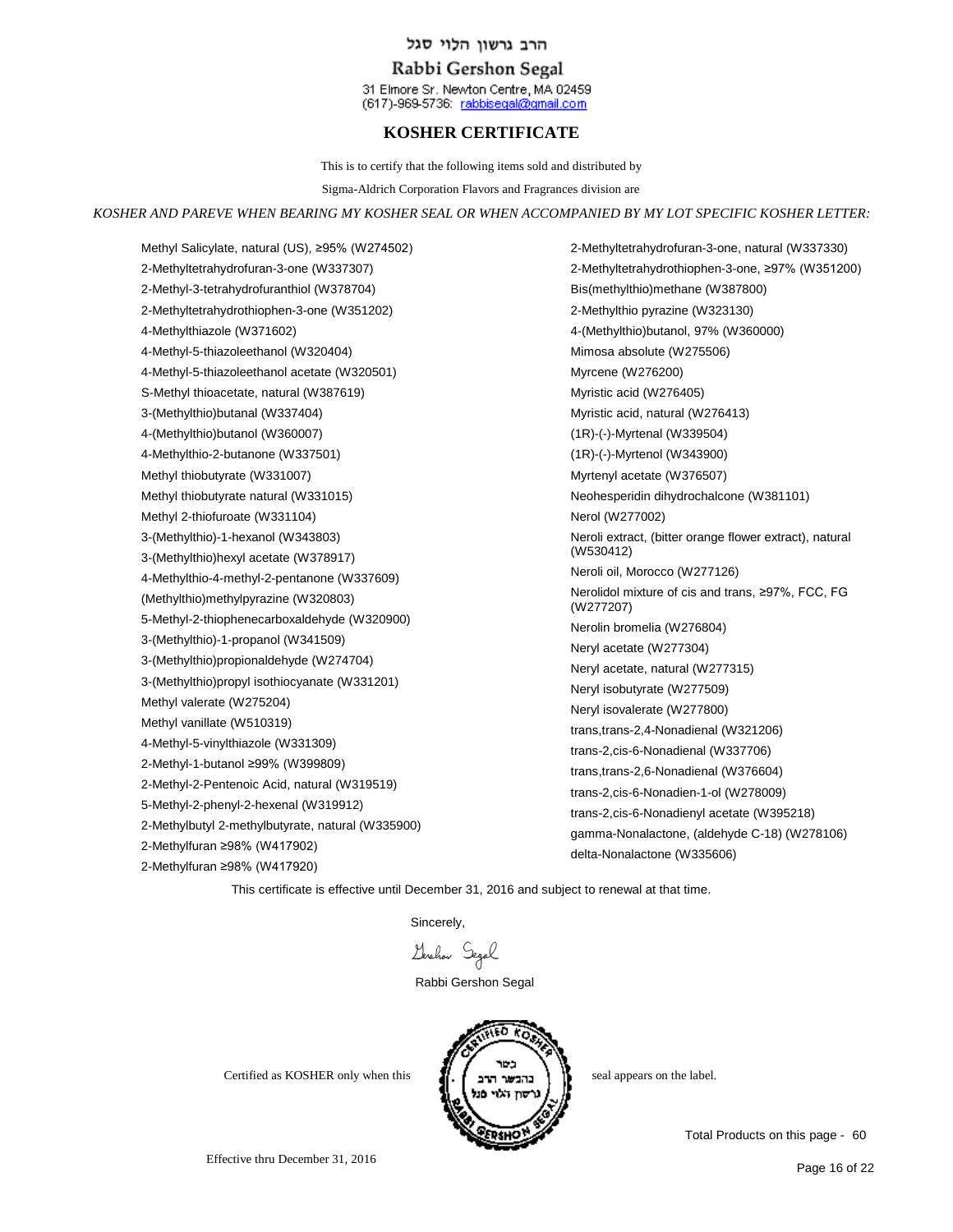הרב גרשון הלוי סגל

Rabbi Gershon Segal

31 Elmore Sr. Newton Centre, MA 02459
(617)-969-5736: rabbisegal@gmail.com

## KOSHER CERTIFICATE

This is to certify that the following items sold and distributed by

Sigma-Aldrich Corporation Flavors and Fragrances division are

*KOSHER AND PAREVE WHEN BEARING MY KOSHER SEAL OR WHEN ACCOMPANIED BY MY LOT SPECIFIC KOSHER LETTER:*

Methyl Salicylate, natural (US), ≥95% (W274502)
2-Methyltetrahydrofuran-3-one (W337307)
2-Methyl-3-tetrahydrofuranthiol (W378704)
2-Methyltetrahydrothiophen-3-one (W351202)
4-Methylthiazole (W371602)
4-Methyl-5-thiazoleethanol (W320404)
4-Methyl-5-thiazoleethanol acetate (W320501)
S-Methyl thioacetate, natural (W387619)
3-(Methylthio)butanal (W337404)
4-(Methylthio)butanol (W360007)
4-Methylthio-2-butanone (W337501)
Methyl thiobutyrate (W331007)
Methyl thiobutyrate natural (W331015)
Methyl 2-thiofuroate (W331104)
3-(Methylthio)-1-hexanol (W343803)
3-(Methylthio)hexyl acetate (W378917)
4-Methylthio-4-methyl-2-pentanone (W337609)
(Methylthio)methylpyrazine (W320803)
5-Methyl-2-thiophenecarboxaldehyde (W320900)
3-(Methylthio)-1-propanol (W341509)
3-(Methylthio)propionaldehyde (W274704)
3-(Methylthio)propyl isothiocyanate (W331201)
Methyl valerate (W275204)
Methyl vanillate (W510319)
4-Methyl-5-vinylthiazole (W331309)
2-Methyl-1-butanol ≥99% (W399809)
2-Methyl-2-Pentenoic Acid, natural (W319519)
5-Methyl-2-phenyl-2-hexenal (W319912)
2-Methylbutyl 2-methylbutyrate, natural (W335900)
2-Methylfuran ≥98% (W417902)
2-Methylfuran ≥98% (W417920)
2-Methyltetrahydrofuran-3-one, natural (W337330)
2-Methyltetrahydrothiophen-3-one, ≥97% (W351200)
Bis(methylthio)methane (W387800)
2-Methylthio pyrazine (W323130)
4-(Methylthio)butanol, 97% (W360000)
Mimosa absolute (W275506)
Myrcene (W276200)
Myristic acid (W276405)
Myristic acid, natural (W276413)
(1R)-(-)-Myrtenal (W339504)
(1R)-(-)-Myrtenol (W343900)
Myrtenyl acetate (W376507)
Neohesperidin dihydrochalcone (W381101)
Nerol (W277002)
Neroli extract, (bitter orange flower extract), natural (W530412)
Neroli oil, Morocco (W277126)
Nerolidol mixture of cis and trans, ≥97%, FCC, FG (W277207)
Nerolin bromelia (W276804)
Neryl acetate (W277304)
Neryl acetate, natural (W277315)
Neryl isobutyrate (W277509)
Neryl isovalerate (W277800)
trans,trans-2,4-Nonadienal (W321206)
trans-2,cis-6-Nonadienal (W337706)
trans,trans-2,6-Nonadienal (W376604)
trans-2,cis-6-Nonadien-1-ol (W278009)
trans-2,cis-6-Nonadienyl acetate (W395218)
gamma-Nonalactone, (aldehyde C-18) (W278106)
delta-Nonalactone (W335606)

This certificate is effective until December 31, 2016 and subject to renewal at that time.

Sincerely,

Gershon Segal

Rabbi Gershon Segal

Certified as KOSHER only when this seal appears on the label.

Total Products on this page - 60

Effective thru December 31, 2016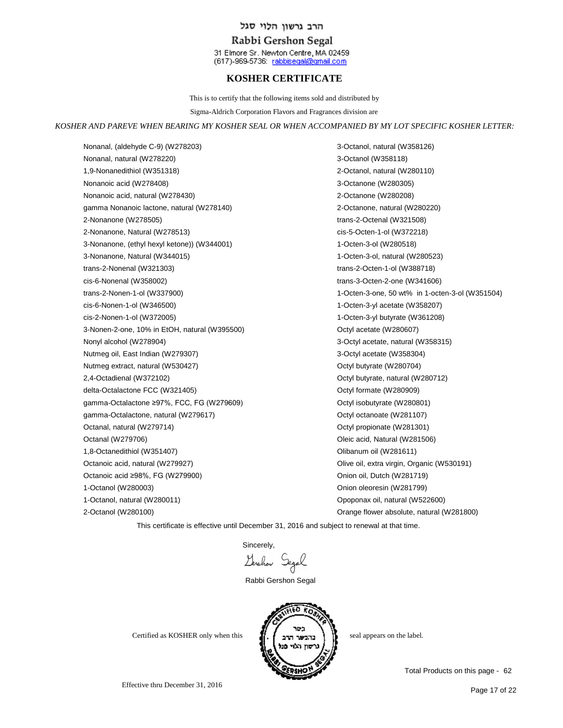הרב גרשון הלוי סגל

Rabbi Gershon Segal

31 Elmore Sr. Newton Centre, MA 02459
(617)-969-5736: rabbisegal@gmail.com

# KOSHER CERTIFICATE

This is to certify that the following items sold and distributed by

Sigma-Aldrich Corporation Flavors and Fragrances division are

*KOSHER AND PAREVE WHEN BEARING MY KOSHER SEAL OR WHEN ACCOMPANIED BY MY LOT SPECIFIC KOSHER LETTER:*

Nonanal, (aldehyde C-9) (W278203)
Nonanal, natural (W278220)
1,9-Nonanedithiol (W351318)
Nonanoic acid (W278408)
Nonanoic acid, natural (W278430)
gamma Nonanoic lactone, natural (W278140)
2-Nonanone (W278505)
2-Nonanone, Natural (W278513)
3-Nonanone, (ethyl hexyl ketone)) (W344001)
3-Nonanone, Natural (W344015)
trans-2-Nonenal (W321303)
cis-6-Nonenal (W358002)
trans-2-Nonen-1-ol (W337900)
cis-6-Nonen-1-ol (W346500)
cis-2-Nonen-1-ol (W372005)
3-Nonen-2-one, 10% in EtOH, natural (W395500)
Nonyl alcohol (W278904)
Nutmeg oil, East Indian (W279307)
Nutmeg extract, natural (W530427)
2,4-Octadienal (W372102)
delta-Octalactone FCC (W321405)
gamma-Octalactone ≥97%, FCC, FG (W279609)
gamma-Octalactone, natural (W279617)
Octanal, natural (W279714)
Octanal (W279706)
1,8-Octanedithiol (W351407)
Octanoic acid, natural (W279927)
Octanoic acid ≥98%, FG (W279900)
1-Octanol (W280003)
1-Octanol, natural (W280011)
2-Octanol (W280100)
3-Octanol, natural (W358126)
3-Octanol (W358118)
2-Octanol, natural (W280110)
3-Octanone (W280305)
2-Octanone (W280208)
2-Octanone, natural (W280220)
trans-2-Octenal (W321508)
cis-5-Octen-1-ol (W372218)
1-Octen-3-ol (W280518)
1-Octen-3-ol, natural (W280523)
trans-2-Octen-1-ol (W388718)
trans-3-Octen-2-one (W341606)
1-Octen-3-one, 50 wt% in 1-octen-3-ol (W351504)
1-Octen-3-yl acetate (W358207)
1-Octen-3-yl butyrate (W361208)
Octyl acetate (W280607)
3-Octyl acetate, natural (W358315)
3-Octyl acetate (W358304)
Octyl butyrate (W280704)
Octyl butyrate, natural (W280712)
Octyl formate (W280909)
Octyl isobutyrate (W280801)
Octyl octanoate (W281107)
Octyl propionate (W281301)
Oleic acid, Natural (W281506)
Olibanum oil (W281611)
Olive oil, extra virgin, Organic (W530191)
Onion oil, Dutch (W281719)
Onion oleoresin (W281799)
Opoponax oil, natural (W522600)
Orange flower absolute, natural (W281800)

This certificate is effective until December 31, 2016 and subject to renewal at that time.

Sincerely,

Gershon Segal

Rabbi Gershon Segal

Certified as KOSHER only when this [seal] seal appears on the label.

Total Products on this page - 62

Effective thru December 31, 2016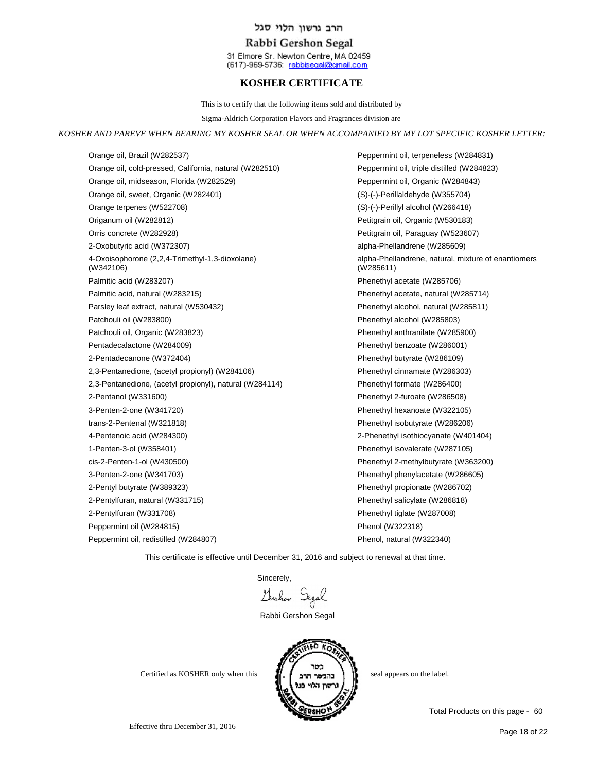הרב גרשון הלוי סגל

Rabbi Gershon Segal

31 Elmore Sr. Newton Centre, MA 02459
(617)-969-5736: rabbisegal@gmail.com

## KOSHER CERTIFICATE

This is to certify that the following items sold and distributed by

Sigma-Aldrich Corporation Flavors and Fragrances division are

*KOSHER AND PAREVE WHEN BEARING MY KOSHER SEAL OR WHEN ACCOMPANIED BY MY LOT SPECIFIC KOSHER LETTER:*

- Orange oil, Brazil (W282537)
- Orange oil, cold-pressed, California, natural (W282510)
- Orange oil, midseason, Florida (W282529)
- Orange oil, sweet, Organic (W282401)
- Orange terpenes (W522708)
- Origanum oil (W282812)
- Orris concrete (W282928)
- 2-Oxobutyric acid (W372307)
- 4-Oxoisophorone (2,2,4-Trimethyl-1,3-dioxolane) (W342106)
- Palmitic acid (W283207)
- Palmitic acid, natural (W283215)
- Parsley leaf extract, natural (W530432)
- Patchouli oil (W283800)
- Patchouli oil, Organic (W283823)
- Pentadecalactone (W284009)
- 2-Pentadecanone (W372404)
- 2,3-Pentanedione, (acetyl propionyl) (W284106)
- 2,3-Pentanedione, (acetyl propionyl), natural (W284114)
- 2-Pentanol (W331600)
- 3-Penten-2-one (W341720)
- trans-2-Pentenal (W321818)
- 4-Pentenoic acid (W284300)
- 1-Penten-3-ol (W358401)
- cis-2-Penten-1-ol (W430500)
- 3-Penten-2-one (W341703)
- 2-Pentyl butyrate (W389323)
- 2-Pentylfuran, natural (W331715)
- 2-Pentylfuran (W331708)
- Peppermint oil (W284815)
- Peppermint oil, redistilled (W284807)
- Peppermint oil, terpeneless (W284831)
- Peppermint oil, triple distilled (W284823)
- Peppermint oil, Organic (W284843)
- (S)-(-)-Perillaldehyde (W355704)
- (S)-(-)-Perillyl alcohol (W266418)
- Petitgrain oil, Organic (W530183)
- Petitgrain oil, Paraguay (W523607)
- alpha-Phellandrene (W285609)
- alpha-Phellandrene, natural, mixture of enantiomers (W285611)
- Phenethyl acetate (W285706)
- Phenethyl acetate, natural (W285714)
- Phenethyl alcohol, natural (W285811)
- Phenethyl alcohol (W285803)
- Phenethyl anthranilate (W285900)
- Phenethyl benzoate (W286001)
- Phenethyl butyrate (W286109)
- Phenethyl cinnamate (W286303)
- Phenethyl formate (W286400)
- Phenethyl 2-furoate (W286508)
- Phenethyl hexanoate (W322105)
- Phenethyl isobutyrate (W286206)
- 2-Phenethyl isothiocyanate (W401404)
- Phenethyl isovalerate (W287105)
- Phenethyl 2-methylbutyrate (W363200)
- Phenethyl phenylacetate (W286605)
- Phenethyl propionate (W286702)
- Phenethyl salicylate (W286818)
- Phenethyl tiglate (W287008)
- Phenol (W322318)
- Phenol, natural (W322340)

This certificate is effective until December 31, 2016 and subject to renewal at that time.

Sincerely,

Gershon Segal

Rabbi Gershon Segal

Certified as KOSHER only when this seal appears on the label.

CERTIFIED KOSHER — כשר בהכשר הרב גרשון הלוי סגל — RABBI GERSHON SEGAL

Total Products on this page - 60

Effective thru December 31, 2016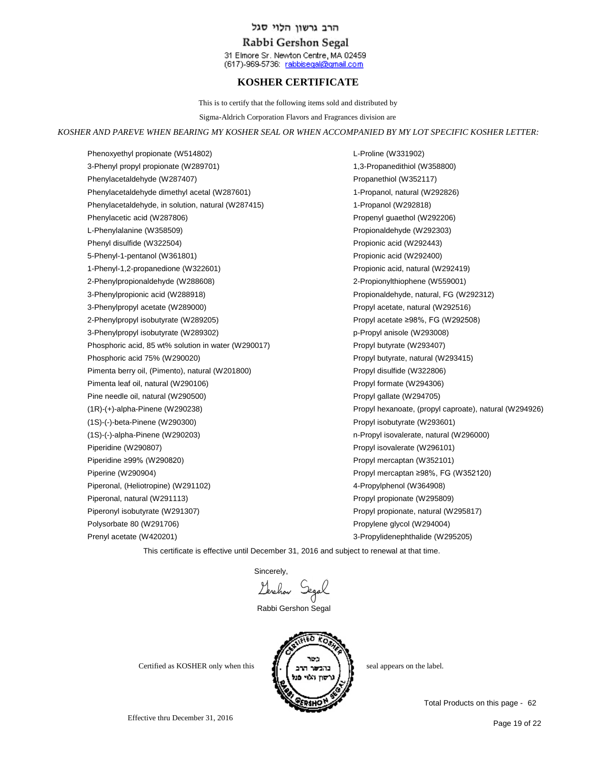הרב גרשון הלוי סגל

Rabbi Gershon Segal

31 Elmore Sr. Newton Centre, MA 02459
(617)-969-5736: rabbisegal@gmail.com

# KOSHER CERTIFICATE

This is to certify that the following items sold and distributed by

Sigma-Aldrich Corporation Flavors and Fragrances division are

*KOSHER AND PAREVE WHEN BEARING MY KOSHER SEAL OR WHEN ACCOMPANIED BY MY LOT SPECIFIC KOSHER LETTER:*

- Phenoxyethyl propionate (W514802)
- 3-Phenyl propyl propionate (W289701)
- Phenylacetaldehyde (W287407)
- Phenylacetaldehyde dimethyl acetal (W287601)
- Phenylacetaldehyde, in solution, natural (W287415)
- Phenylacetic acid (W287806)
- L-Phenylalanine (W358509)
- Phenyl disulfide (W322504)
- 5-Phenyl-1-pentanol (W361801)
- 1-Phenyl-1,2-propanedione (W322601)
- 2-Phenylpropionaldehyde (W288608)
- 3-Phenylpropionic acid (W288918)
- 3-Phenylpropyl acetate (W289000)
- 2-Phenylpropyl isobutyrate (W289205)
- 3-Phenylpropyl isobutyrate (W289302)
- Phosphoric acid, 85 wt% solution in water (W290017)
- Phosphoric acid 75% (W290020)
- Pimenta berry oil, (Pimento), natural (W201800)
- Pimenta leaf oil, natural (W290106)
- Pine needle oil, natural (W290500)
- (1R)-(+)-alpha-Pinene (W290238)
- (1S)-(-)-beta-Pinene (W290300)
- (1S)-(-)-alpha-Pinene (W290203)
- Piperidine (W290807)
- Piperidine ≥99% (W290820)
- Piperine (W290904)
- Piperonal, (Heliotropine) (W291102)
- Piperonal, natural (W291113)
- Piperonyl isobutyrate (W291307)
- Polysorbate 80 (W291706)
- Prenyl acetate (W420201)
- L-Proline (W331902)
- 1,3-Propanedithiol (W358800)
- Propanethiol (W352117)
- 1-Propanol, natural (W292826)
- 1-Propanol (W292818)
- Propenyl guaethol (W292206)
- Propionaldehyde (W292303)
- Propionic acid (W292443)
- Propionic acid (W292400)
- Propionic acid, natural (W292419)
- 2-Propionylthiophene (W559001)
- Propionaldehyde, natural, FG (W292312)
- Propyl acetate, natural (W292516)
- Propyl acetate ≥98%, FG (W292508)
- p-Propyl anisole (W293008)
- Propyl butyrate (W293407)
- Propyl butyrate, natural (W293415)
- Propyl disulfide (W322806)
- Propyl formate (W294306)
- Propyl gallate (W294705)
- Propyl hexanoate, (propyl caproate), natural (W294926)
- Propyl isobutyrate (W293601)
- n-Propyl isovalerate, natural (W296000)
- Propyl isovalerate (W296101)
- Propyl mercaptan (W352101)
- Propyl mercaptan ≥98%, FG (W352120)
- 4-Propylphenol (W364908)
- Propyl propionate (W295809)
- Propyl propionate, natural (W295817)
- Propylene glycol (W294004)
- 3-Propylidenephthalide (W295205)

This certificate is effective until December 31, 2016 and subject to renewal at that time.

Sincerely,

Gershon Segal

Rabbi Gershon Segal

Certified as KOSHER only when this seal appears on the label.

CERTIFIED KOSHER — כשר בהכשר הרב גרשון הלוי סגל — RABBI GERSHON SEGAL

Total Products on this page - 62

Effective thru December 31, 2016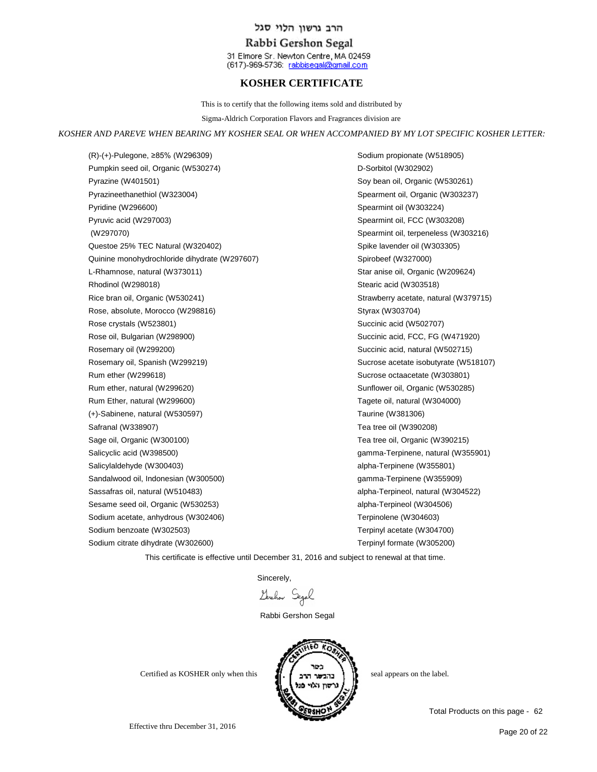הרב גרשון הלוי סגל

Rabbi Gershon Segal

31 Elmore Sr. Newton Centre, MA 02459
(617)-969-5736: rabbisegal@gmail.com

## KOSHER CERTIFICATE

This is to certify that the following items sold and distributed by

Sigma-Aldrich Corporation Flavors and Fragrances division are

*KOSHER AND PAREVE WHEN BEARING MY KOSHER SEAL OR WHEN ACCOMPANIED BY MY LOT SPECIFIC KOSHER LETTER:*

(R)-(+)-Pulegone, ≥85% (W296309)
Pumpkin seed oil, Organic (W530274)
Pyrazine (W401501)
Pyrazineethanethiol (W323004)
Pyridine (W296600)
Pyruvic acid (W297003)
(W297070)
Questoe 25% TEC Natural (W320402)
Quinine monohydrochloride dihydrate (W297607)
L-Rhamnose, natural (W373011)
Rhodinol (W298018)
Rice bran oil, Organic (W530241)
Rose, absolute, Morocco (W298816)
Rose crystals (W523801)
Rose oil, Bulgarian (W298900)
Rosemary oil (W299200)
Rosemary oil, Spanish (W299219)
Rum ether (W299618)
Rum ether, natural (W299620)
Rum Ether, natural (W299600)
(+)-Sabinene, natural (W530597)
Safranal (W338907)
Sage oil, Organic (W300100)
Salicyclic acid (W398500)
Salicylaldehyde (W300403)
Sandalwood oil, Indonesian (W300500)
Sassafras oil, natural (W510483)
Sesame seed oil, Organic (W530253)
Sodium acetate, anhydrous (W302406)
Sodium benzoate (W302503)
Sodium citrate dihydrate (W302600)
Sodium propionate (W518905)
D-Sorbitol (W302902)
Soy bean oil, Organic (W530261)
Spearment oil, Organic (W303237)
Spearmint oil (W303224)
Spearmint oil, FCC (W303208)
Spearmint oil, terpeneless (W303216)
Spike lavender oil (W303305)
Spirobeef (W327000)
Star anise oil, Organic (W209624)
Stearic acid (W303518)
Strawberry acetate, natural (W379715)
Styrax (W303704)
Succinic acid (W502707)
Succinic acid, FCC, FG (W471920)
Succinic acid, natural (W502715)
Sucrose acetate isobutyrate (W518107)
Sucrose octaacetate (W303801)
Sunflower oil, Organic (W530285)
Tagete oil, natural (W304000)
Taurine (W381306)
Tea tree oil (W390208)
Tea tree oil, Organic (W390215)
gamma-Terpinene, natural (W355901)
alpha-Terpinene (W355801)
gamma-Terpinene (W355909)
alpha-Terpineol, natural (W304522)
alpha-Terpineol (W304506)
Terpinolene (W304603)
Terpinyl acetate (W304700)
Terpinyl formate (W305200)

This certificate is effective until December 31, 2016 and subject to renewal at that time.

Sincerely,

Gershon Segal

Rabbi Gershon Segal

Certified as KOSHER only when this seal appears on the label.

Total Products on this page - 62

Effective thru December 31, 2016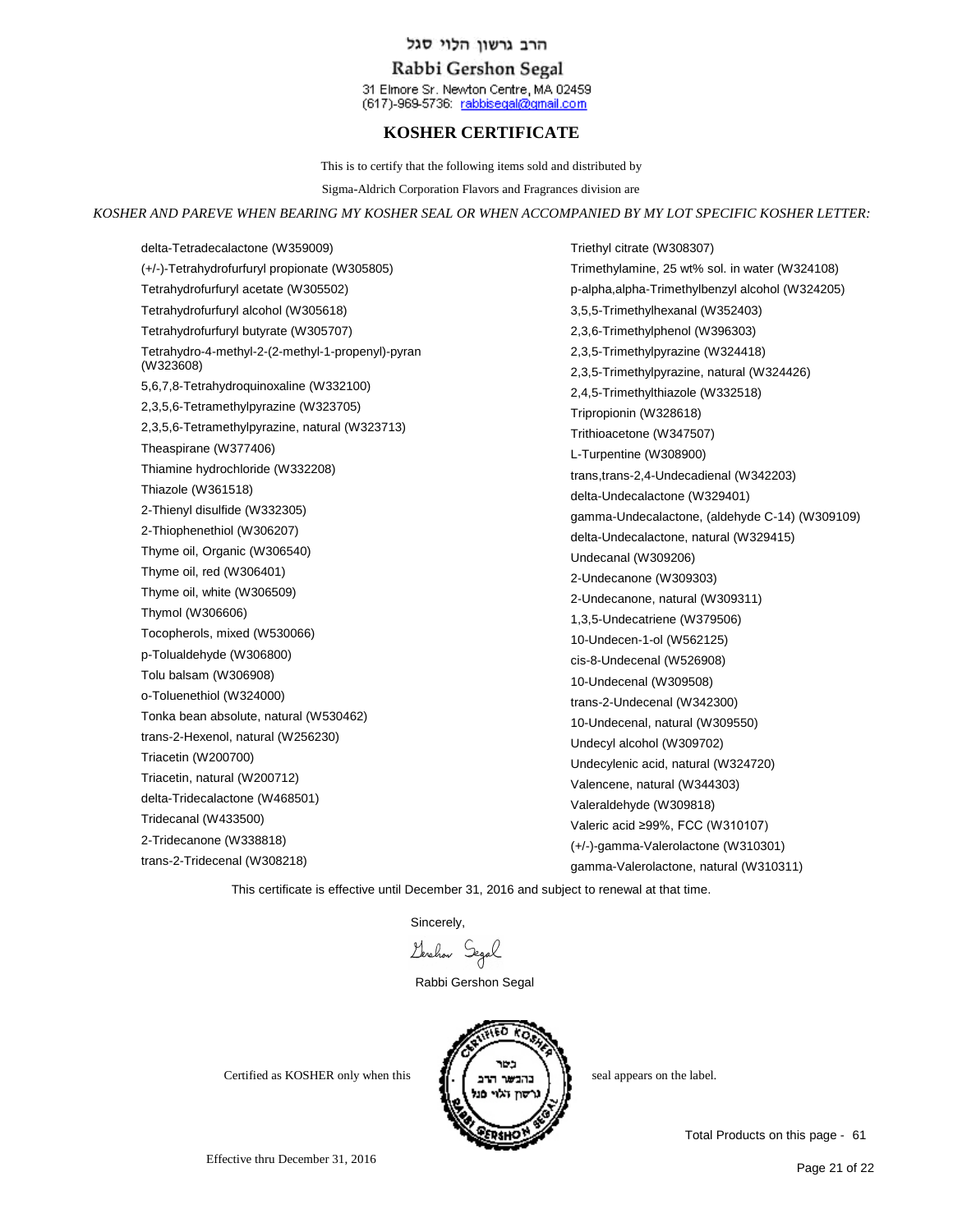הרב גרשון הלוי סגל

Rabbi Gershon Segal

31 Elmore Sr. Newton Centre, MA 02459
(617)-969-5736: rabbisegal@gmail.com

## KOSHER CERTIFICATE

This is to certify that the following items sold and distributed by

Sigma-Aldrich Corporation Flavors and Fragrances division are

*KOSHER AND PAREVE WHEN BEARING MY KOSHER SEAL OR WHEN ACCOMPANIED BY MY LOT SPECIFIC KOSHER LETTER:*

delta-Tetradecalactone (W359009)
(+/-)-Tetrahydrofurfuryl propionate (W305805)
Tetrahydrofurfuryl acetate (W305502)
Tetrahydrofurfuryl alcohol (W305618)
Tetrahydrofurfuryl butyrate (W305707)
Tetrahydro-4-methyl-2-(2-methyl-1-propenyl)-pyran (W323608)
5,6,7,8-Tetrahydroquinoxaline (W332100)
2,3,5,6-Tetramethylpyrazine (W323705)
2,3,5,6-Tetramethylpyrazine, natural (W323713)
Theaspirane (W377406)
Thiamine hydrochloride (W332208)
Thiazole (W361518)
2-Thienyl disulfide (W332305)
2-Thiophenethiol (W306207)
Thyme oil, Organic (W306540)
Thyme oil, red (W306401)
Thyme oil, white (W306509)
Thymol (W306606)
Tocopherols, mixed (W530066)
p-Tolualdehyde (W306800)
Tolu balsam (W306908)
o-Toluenethiol (W324000)
Tonka bean absolute, natural (W530462)
trans-2-Hexenol, natural (W256230)
Triacetin (W200700)
Triacetin, natural (W200712)
delta-Tridecalactone (W468501)
Tridecanal (W433500)
2-Tridecanone (W338818)
trans-2-Tridecenal (W308218)
Triethyl citrate (W308307)
Trimethylamine, 25 wt% sol. in water (W324108)
p-alpha,alpha-Trimethylbenzyl alcohol (W324205)
3,5,5-Trimethylhexanal (W352403)
2,3,6-Trimethylphenol (W396303)
2,3,5-Trimethylpyrazine (W324418)
2,3,5-Trimethylpyrazine, natural (W324426)
2,4,5-Trimethylthiazole (W332518)
Tripropionin (W328618)
Trithioacetone (W347507)
L-Turpentine (W308900)
trans,trans-2,4-Undecadienal (W342203)
delta-Undecalactone (W329401)
gamma-Undecalactone, (aldehyde C-14) (W309109)
delta-Undecalactone, natural (W329415)
Undecanal (W309206)
2-Undecanone (W309303)
2-Undecanone, natural (W309311)
1,3,5-Undecatriene (W379506)
10-Undecen-1-ol (W562125)
cis-8-Undecenal (W526908)
10-Undecenal (W309508)
trans-2-Undecenal (W342300)
10-Undecenal, natural (W309550)
Undecyl alcohol (W309702)
Undecylenic acid, natural (W324720)
Valencene, natural (W344303)
Valeraldehyde (W309818)
Valeric acid ≥99%, FCC (W310107)
(+/-)-gamma-Valerolactone (W310301)
gamma-Valerolactone, natural (W310311)

This certificate is effective until December 31, 2016 and subject to renewal at that time.

Sincerely,

Gershon Segal

Rabbi Gershon Segal

Certified as KOSHER only when this seal appears on the label.

Total Products on this page - 61

Effective thru December 31, 2016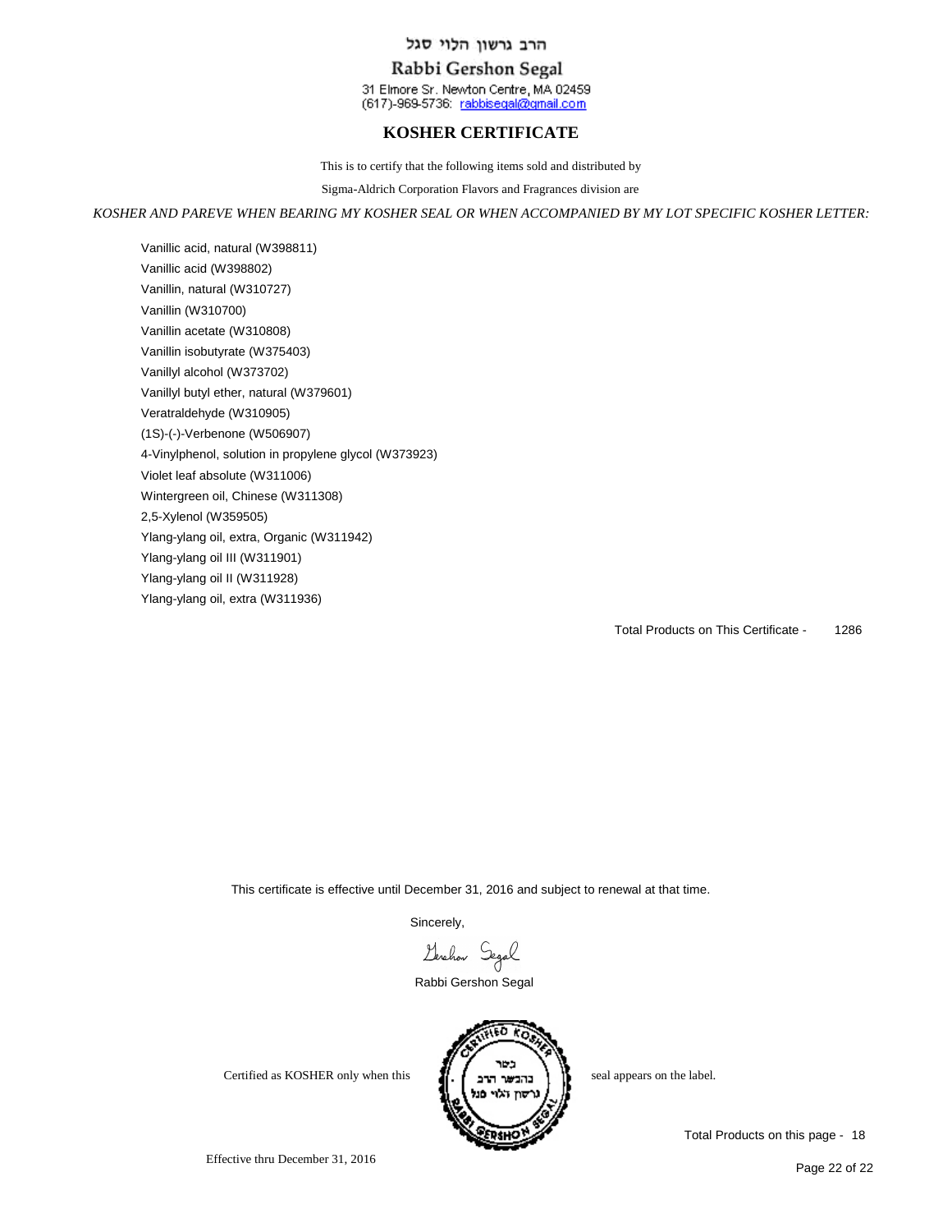הרב גרשון הלוי סגל

Rabbi Gershon Segal

31 Elmore Sr. Newton Centre, MA 02459
(617)-969-5736: rabbisegal@gmail.com

## KOSHER CERTIFICATE

This is to certify that the following items sold and distributed by

Sigma-Aldrich Corporation Flavors and Fragrances division are

*KOSHER AND PAREVE WHEN BEARING MY KOSHER SEAL OR WHEN ACCOMPANIED BY MY LOT SPECIFIC KOSHER LETTER:*

Vanillic acid, natural (W398811)
Vanillic acid (W398802)
Vanillin, natural (W310727)
Vanillin (W310700)
Vanillin acetate (W310808)
Vanillin isobutyrate (W375403)
Vanillyl alcohol (W373702)
Vanillyl butyl ether, natural (W379601)
Veratraldehyde (W310905)
(1S)-(-)-Verbenone (W506907)
4-Vinylphenol, solution in propylene glycol (W373923)
Violet leaf absolute (W311006)
Wintergreen oil, Chinese (W311308)
2,5-Xylenol (W359505)
Ylang-ylang oil, extra, Organic (W311942)
Ylang-ylang oil III (W311901)
Ylang-ylang oil II (W311928)
Ylang-ylang oil, extra (W311936)

Total Products on This Certificate - 1286

This certificate is effective until December 31, 2016 and subject to renewal at that time.

Sincerely,

Gershon Segal

Rabbi Gershon Segal

Certified as KOSHER only when this seal appears on the label.

CERTIFIED KOSHER — כשר בהכשר הרב גרשון הלוי סגל — RABBI GERSHON SEGAL

Total Products on this page - 18

Effective thru December 31, 2016